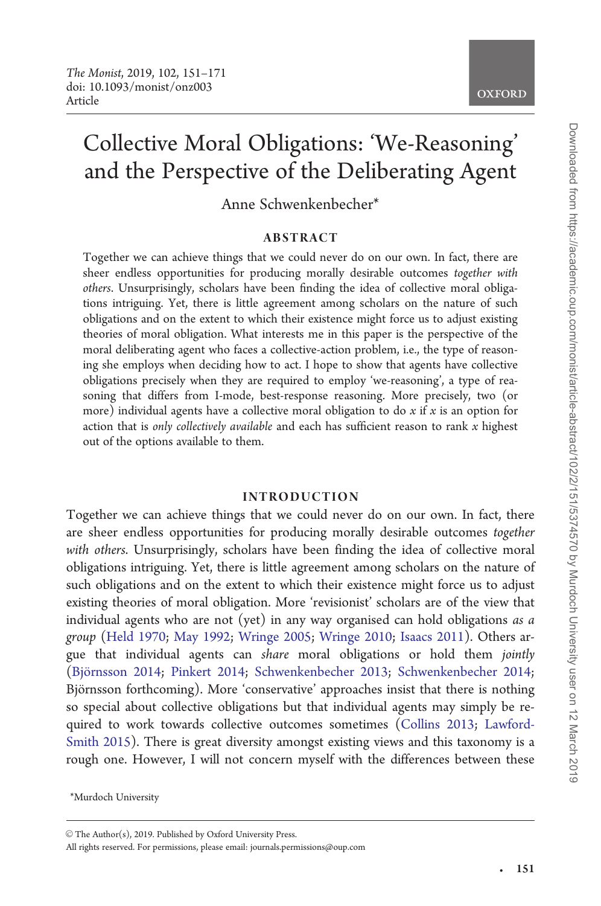# Collective Moral Obligations: 'We-Reasoning' and the Perspective of the Deliberating Agent

Anne Schwenkenbecher*

## ABSTRACT

Together we can achieve things that we could never do on our own. In fact, there are sheer endless opportunities for producing morally desirable outcomes *together with others*. Unsurprisingly, scholars have been finding the idea of collective moral obligations intriguing. Yet, there is little agreement among scholars on the nature of such obligations and on the extent to which their existence might force us to adjust existing theories of moral obligation. What interests me in this paper is the perspective of the moral deliberating agent who faces a collective-action problem, i.e., the type of reasoning she employs when deciding how to act. I hope to show that agents have collective obligations precisely when they are required to employ 'we-reasoning', a type of reasoning that differs from I-mode, best-response reasoning. More precisely, two (or more) individual agents have a collective moral obligation to do *x* if *x* is an option for action that is *only collectively available* and each has sufficient reason to rank *x* highest out of the options available to them.

## INTRODUCTION

Together we can achieve things that we could never do on our own. In fact, there are sheer endless opportunities for producing morally desirable outcomes *together with others*. Unsurprisingly, scholars have been finding the idea of collective moral obligations intriguing. Yet, there is little agreement among scholars on the nature of such obligations and on the extent to which their existence might force us to adjust existing theories of moral obligation. More 'revisionist' scholars are of the view that individual agents who are not (yet) in any way organised can hold obligations *as a group* (Held 1970; May 1992; Wringe 2005; Wringe 2010; Isaacs 2011). Others argue that individual agents can *share* moral obligations or hold them *jointly* (Björnsson 2014; Pinkert 2014; Schwenkenbecher 2013; Schwenkenbecher 2014; Björnsson forthcoming). More 'conservative' approaches insist that there is nothing so special about collective obligations but that individual agents may simply be required to work towards collective outcomes sometimes (Collins 2013; Lawford-Smith 2015). There is great diversity amongst existing views and this taxonomy is a rough one. However, I will not concern myself with the differences between these

*Murdoch University

© The Author(s), 2019. Published by Oxford University Press.
All rights reserved. For permissions, please email: journals.permissions@oup.com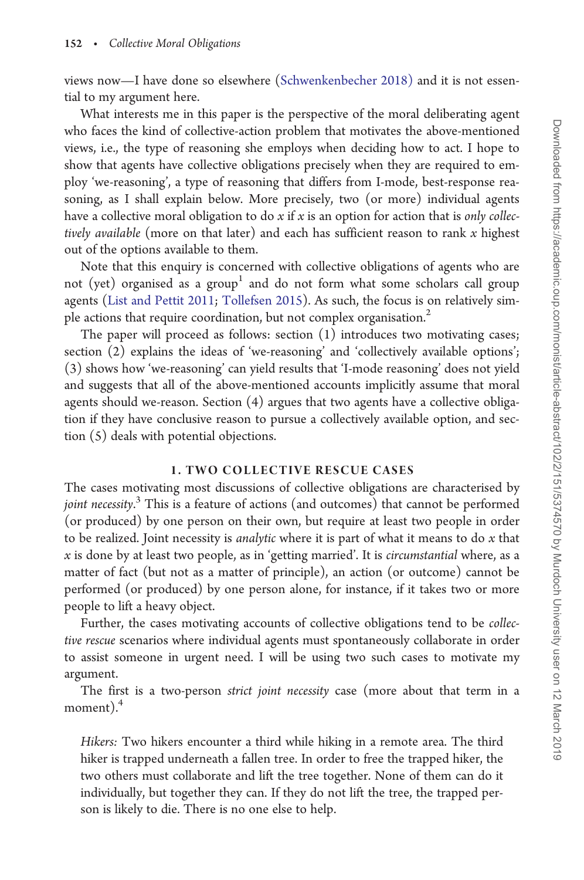views now—I have done so elsewhere (Schwenkenbecher 2018) and it is not essential to my argument here.

What interests me in this paper is the perspective of the moral deliberating agent who faces the kind of collective-action problem that motivates the above-mentioned views, i.e., the type of reasoning she employs when deciding how to act. I hope to show that agents have collective obligations precisely when they are required to employ 'we-reasoning', a type of reasoning that differs from I-mode, best-response reasoning, as I shall explain below. More precisely, two (or more) individual agents have a collective moral obligation to do *x* if *x* is an option for action that is *only collectively available* (more on that later) and each has sufficient reason to rank *x* highest out of the options available to them.

Note that this enquiry is concerned with collective obligations of agents who are not (yet) organised as a group[1] and do not form what some scholars call group agents (List and Pettit 2011; Tollefsen 2015). As such, the focus is on relatively simple actions that require coordination, but not complex organisation.[2]

The paper will proceed as follows: section (1) introduces two motivating cases; section (2) explains the ideas of 'we-reasoning' and 'collectively available options'; (3) shows how 'we-reasoning' can yield results that 'I-mode reasoning' does not yield and suggests that all of the above-mentioned accounts implicitly assume that moral agents should we-reason. Section (4) argues that two agents have a collective obligation if they have conclusive reason to pursue a collectively available option, and section (5) deals with potential objections.

## 1. TWO COLLECTIVE RESCUE CASES

The cases motivating most discussions of collective obligations are characterised by *joint necessity*.[3] This is a feature of actions (and outcomes) that cannot be performed (or produced) by one person on their own, but require at least two people in order to be realized. Joint necessity is *analytic* where it is part of what it means to do *x* that *x* is done by at least two people, as in 'getting married'. It is *circumstantial* where, as a matter of fact (but not as a matter of principle), an action (or outcome) cannot be performed (or produced) by one person alone, for instance, if it takes two or more people to lift a heavy object.

Further, the cases motivating accounts of collective obligations tend to be *collective rescue* scenarios where individual agents must spontaneously collaborate in order to assist someone in urgent need. I will be using two such cases to motivate my argument.

The first is a two-person *strict joint necessity* case (more about that term in a moment).[4]

> *Hikers:* Two hikers encounter a third while hiking in a remote area. The third hiker is trapped underneath a fallen tree. In order to free the trapped hiker, the two others must collaborate and lift the tree together. None of them can do it individually, but together they can. If they do not lift the tree, the trapped person is likely to die. There is no one else to help.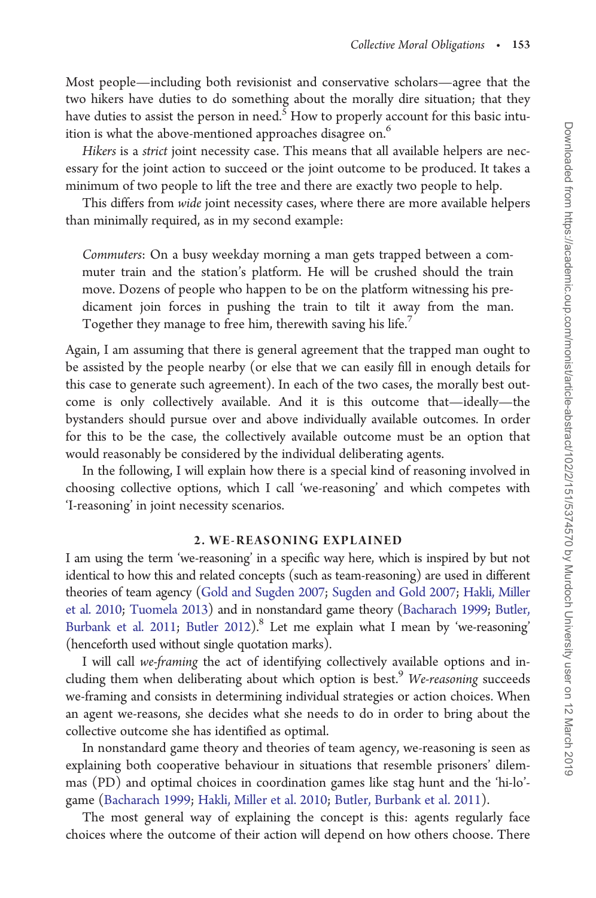Most people—including both revisionist and conservative scholars—agree that the two hikers have duties to do something about the morally dire situation; that they have duties to assist the person in need.[5] How to properly account for this basic intuition is what the above-mentioned approaches disagree on.[6]

*Hikers* is a *strict* joint necessity case. This means that all available helpers are necessary for the joint action to succeed or the joint outcome to be produced. It takes a minimum of two people to lift the tree and there are exactly two people to help.

This differs from *wide* joint necessity cases, where there are more available helpers than minimally required, as in my second example:

> *Commuters*: On a busy weekday morning a man gets trapped between a commuter train and the station's platform. He will be crushed should the train move. Dozens of people who happen to be on the platform witnessing his predicament join forces in pushing the train to tilt it away from the man. Together they manage to free him, therewith saving his life.[7]

Again, I am assuming that there is general agreement that the trapped man ought to be assisted by the people nearby (or else that we can easily fill in enough details for this case to generate such agreement). In each of the two cases, the morally best outcome is only collectively available. And it is this outcome that—ideally—the bystanders should pursue over and above individually available outcomes. In order for this to be the case, the collectively available outcome must be an option that would reasonably be considered by the individual deliberating agents.

In the following, I will explain how there is a special kind of reasoning involved in choosing collective options, which I call 'we-reasoning' and which competes with 'I-reasoning' in joint necessity scenarios.

## 2. WE-REASONING EXPLAINED

I am using the term 'we-reasoning' in a specific way here, which is inspired by but not identical to how this and related concepts (such as team-reasoning) are used in different theories of team agency (Gold and Sugden 2007; Sugden and Gold 2007; Hakli, Miller et al. 2010; Tuomela 2013) and in nonstandard game theory (Bacharach 1999; Butler, Burbank et al. 2011; Butler 2012).[8] Let me explain what I mean by 'we-reasoning' (henceforth used without single quotation marks).

I will call *we-framing* the act of identifying collectively available options and including them when deliberating about which option is best.[9] *We-reasoning* succeeds we-framing and consists in determining individual strategies or action choices. When an agent we-reasons, she decides what she needs to do in order to bring about the collective outcome she has identified as optimal.

In nonstandard game theory and theories of team agency, we-reasoning is seen as explaining both cooperative behaviour in situations that resemble prisoners' dilemmas (PD) and optimal choices in coordination games like stag hunt and the 'hi-lo'-game (Bacharach 1999; Hakli, Miller et al. 2010; Butler, Burbank et al. 2011).

The most general way of explaining the concept is this: agents regularly face choices where the outcome of their action will depend on how others choose. There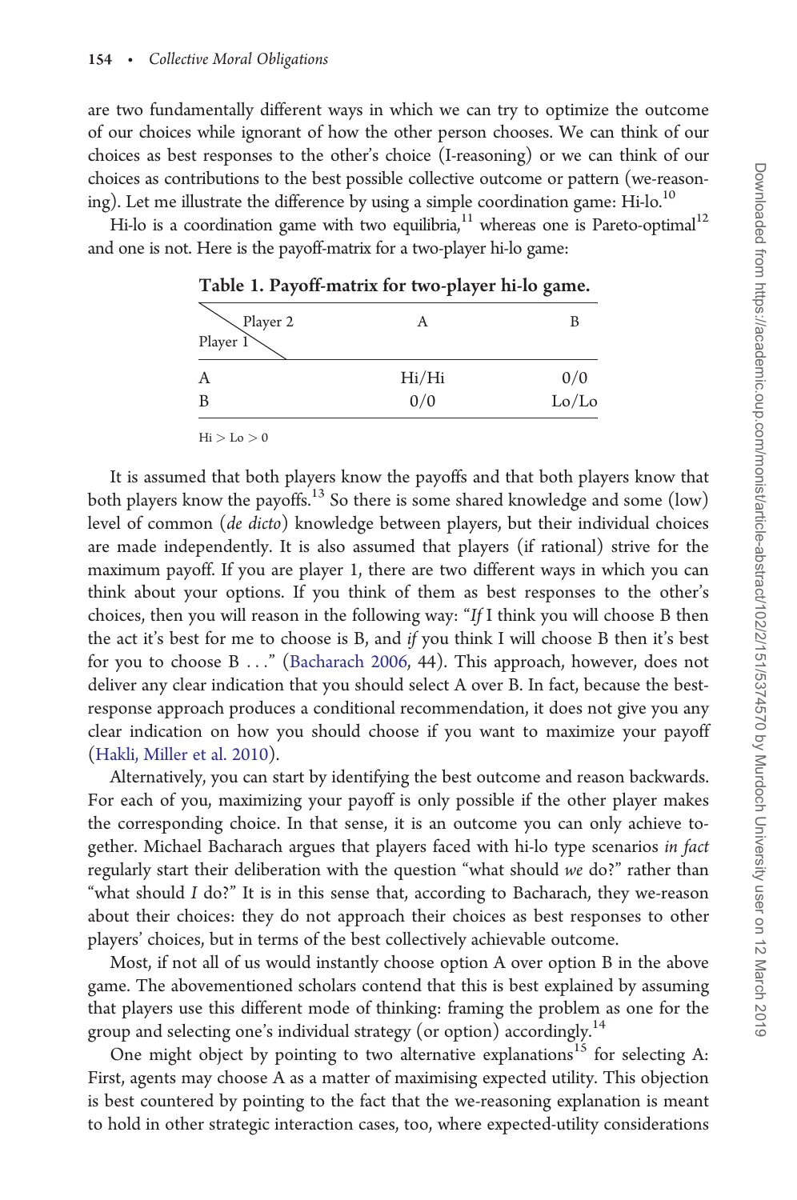are two fundamentally different ways in which we can try to optimize the outcome of our choices while ignorant of how the other person chooses. We can think of our choices as best responses to the other's choice (I-reasoning) or we can think of our choices as contributions to the best possible collective outcome or pattern (we-reasoning). Let me illustrate the difference by using a simple coordination game: Hi-lo.[10]

Hi-lo is a coordination game with two equilibria,[11] whereas one is Pareto-optimal[12] and one is not. Here is the payoff-matrix for a two-player hi-lo game:

**Table 1. Payoff-matrix for two-player hi-lo game.**

| Player 1 \ Player 2 | A | B |
|---|---|---|
| A | Hi/Hi | 0/0 |
| B | 0/0 | Lo/Lo |

$\text{Hi} > \text{Lo} > 0$

It is assumed that both players know the payoffs and that both players know that both players know the payoffs.[13] So there is some shared knowledge and some (low) level of common (*de dicto*) knowledge between players, but their individual choices are made independently. It is also assumed that players (if rational) strive for the maximum payoff. If you are player 1, there are two different ways in which you can think about your options. If you think of them as best responses to the other's choices, then you will reason in the following way: "*If* I think you will choose B then the act it's best for me to choose is B, and *if* you think I will choose B then it's best for you to choose B . . ." (Bacharach 2006, 44). This approach, however, does not deliver any clear indication that you should select A over B. In fact, because the best-response approach produces a conditional recommendation, it does not give you any clear indication on how you should choose if you want to maximize your payoff (Hakli, Miller et al. 2010).

Alternatively, you can start by identifying the best outcome and reason backwards. For each of you, maximizing your payoff is only possible if the other player makes the corresponding choice. In that sense, it is an outcome you can only achieve together. Michael Bacharach argues that players faced with hi-lo type scenarios *in fact* regularly start their deliberation with the question "what should *we* do?" rather than "what should *I* do?" It is in this sense that, according to Bacharach, they we-reason about their choices: they do not approach their choices as best responses to other players' choices, but in terms of the best collectively achievable outcome.

Most, if not all of us would instantly choose option A over option B in the above game. The abovementioned scholars contend that this is best explained by assuming that players use this different mode of thinking: framing the problem as one for the group and selecting one's individual strategy (or option) accordingly.[14]

One might object by pointing to two alternative explanations[15] for selecting A: First, agents may choose A as a matter of maximising expected utility. This objection is best countered by pointing to the fact that the we-reasoning explanation is meant to hold in other strategic interaction cases, too, where expected-utility considerations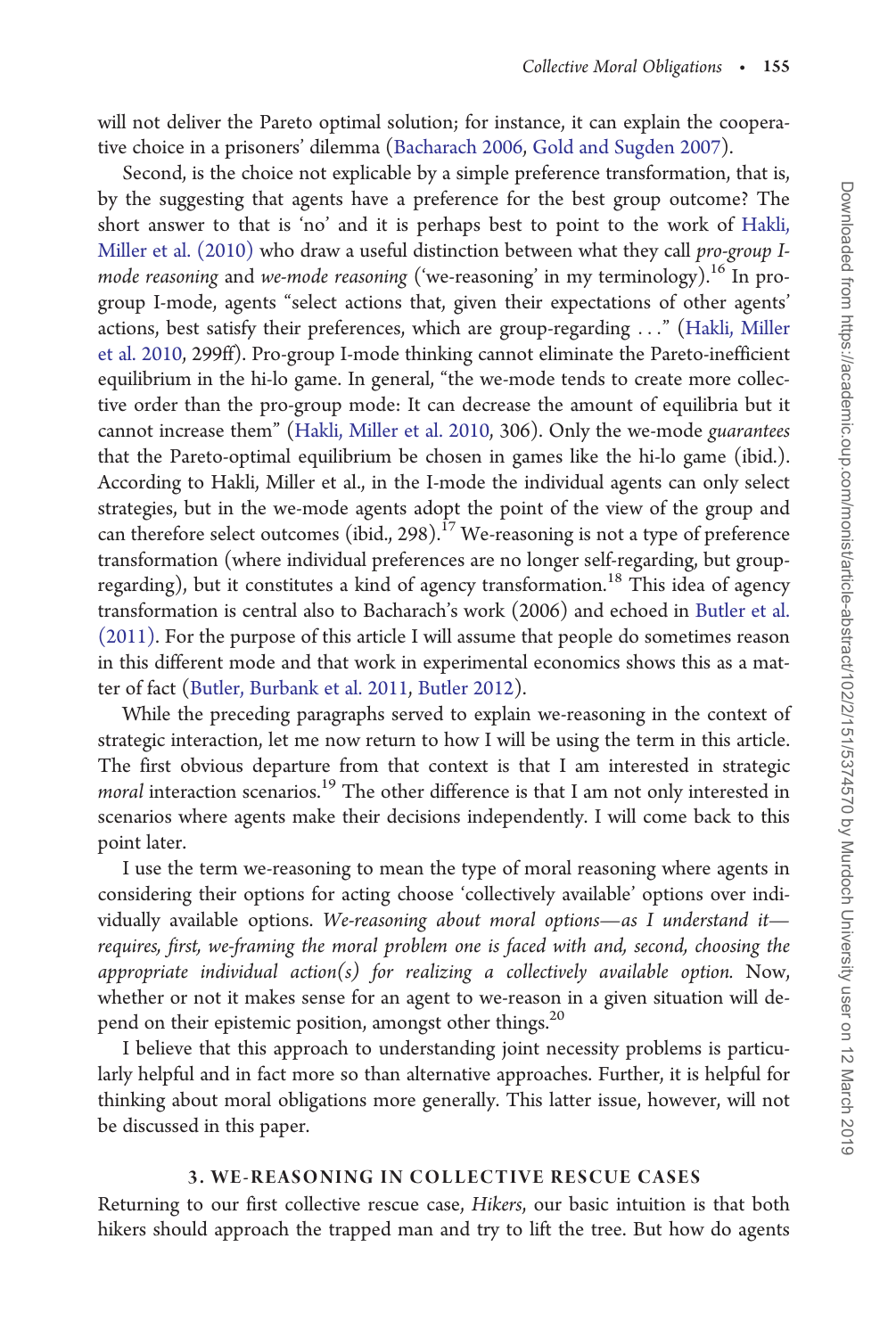will not deliver the Pareto optimal solution; for instance, it can explain the cooperative choice in a prisoners' dilemma (Bacharach 2006, Gold and Sugden 2007).

Second, is the choice not explicable by a simple preference transformation, that is, by the suggesting that agents have a preference for the best group outcome? The short answer to that is 'no' and it is perhaps best to point to the work of Hakli, Miller et al. (2010) who draw a useful distinction between what they call *pro-group I-mode reasoning* and *we-mode reasoning* ('we-reasoning' in my terminology).[16] In pro-group I-mode, agents "select actions that, given their expectations of other agents' actions, best satisfy their preferences, which are group-regarding . . ." (Hakli, Miller et al. 2010, 299ff). Pro-group I-mode thinking cannot eliminate the Pareto-inefficient equilibrium in the hi-lo game. In general, "the we-mode tends to create more collective order than the pro-group mode: It can decrease the amount of equilibria but it cannot increase them" (Hakli, Miller et al. 2010, 306). Only the we-mode *guarantees* that the Pareto-optimal equilibrium be chosen in games like the hi-lo game (ibid.). According to Hakli, Miller et al., in the I-mode the individual agents can only select strategies, but in the we-mode agents adopt the point of the view of the group and can therefore select outcomes (ibid., 298).[17] We-reasoning is not a type of preference transformation (where individual preferences are no longer self-regarding, but group-regarding), but it constitutes a kind of agency transformation.[18] This idea of agency transformation is central also to Bacharach's work (2006) and echoed in Butler et al. (2011). For the purpose of this article I will assume that people do sometimes reason in this different mode and that work in experimental economics shows this as a matter of fact (Butler, Burbank et al. 2011, Butler 2012).

While the preceding paragraphs served to explain we-reasoning in the context of strategic interaction, let me now return to how I will be using the term in this article. The first obvious departure from that context is that I am interested in strategic *moral* interaction scenarios.[19] The other difference is that I am not only interested in scenarios where agents make their decisions independently. I will come back to this point later.

I use the term we-reasoning to mean the type of moral reasoning where agents in considering their options for acting choose 'collectively available' options over individually available options. *We-reasoning about moral options—as I understand it—requires, first, we-framing the moral problem one is faced with and, second, choosing the appropriate individual action(s) for realizing a collectively available option.* Now, whether or not it makes sense for an agent to we-reason in a given situation will depend on their epistemic position, amongst other things.[20]

I believe that this approach to understanding joint necessity problems is particularly helpful and in fact more so than alternative approaches. Further, it is helpful for thinking about moral obligations more generally. This latter issue, however, will not be discussed in this paper.

## 3. WE-REASONING IN COLLECTIVE RESCUE CASES

Returning to our first collective rescue case, *Hikers*, our basic intuition is that both hikers should approach the trapped man and try to lift the tree. But how do agents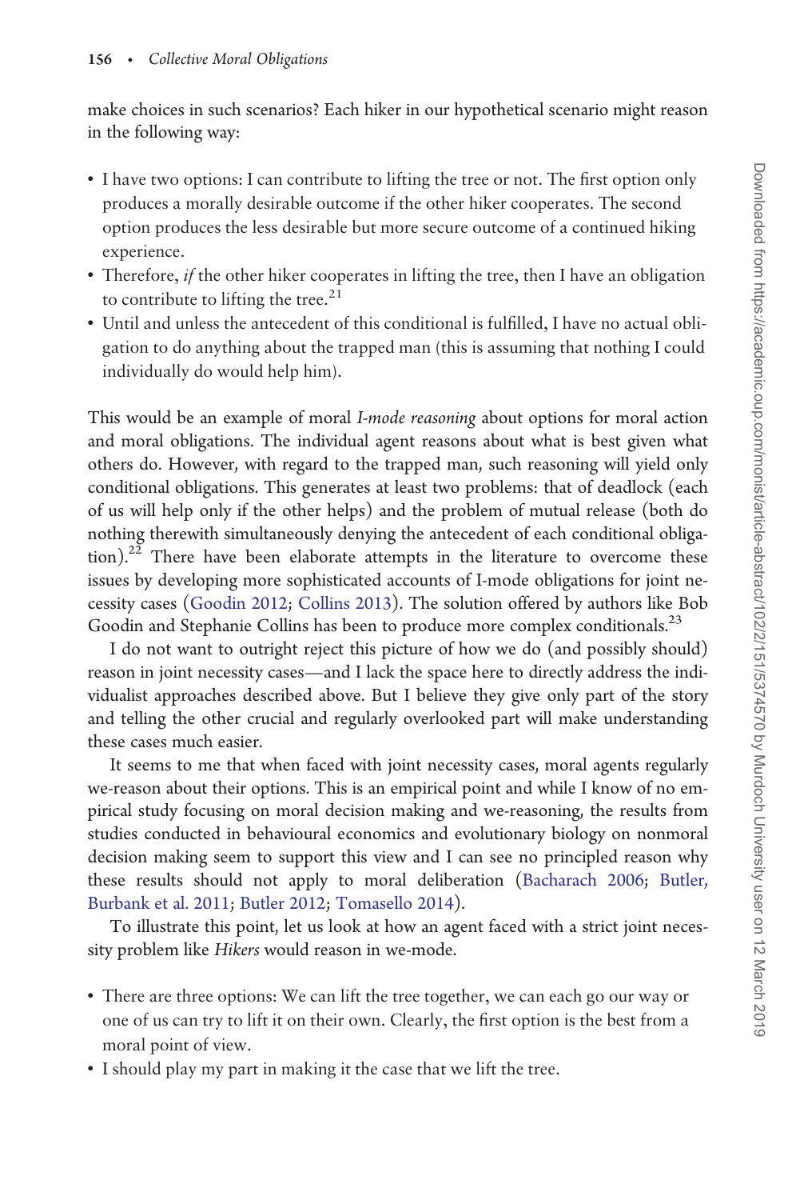make choices in such scenarios? Each hiker in our hypothetical scenario might reason in the following way:

- I have two options: I can contribute to lifting the tree or not. The first option only produces a morally desirable outcome if the other hiker cooperates. The second option produces the less desirable but more secure outcome of a continued hiking experience.
- Therefore, *if* the other hiker cooperates in lifting the tree, then I have an obligation to contribute to lifting the tree.[21]
- Until and unless the antecedent of this conditional is fulfilled, I have no actual obligation to do anything about the trapped man (this is assuming that nothing I could individually do would help him).

This would be an example of moral *I-mode reasoning* about options for moral action and moral obligations. The individual agent reasons about what is best given what others do. However, with regard to the trapped man, such reasoning will yield only conditional obligations. This generates at least two problems: that of deadlock (each of us will help only if the other helps) and the problem of mutual release (both do nothing therewith simultaneously denying the antecedent of each conditional obligation).[22] There have been elaborate attempts in the literature to overcome these issues by developing more sophisticated accounts of I-mode obligations for joint necessity cases (Goodin 2012; Collins 2013). The solution offered by authors like Bob Goodin and Stephanie Collins has been to produce more complex conditionals.[23]

I do not want to outright reject this picture of how we do (and possibly should) reason in joint necessity cases—and I lack the space here to directly address the individualist approaches described above. But I believe they give only part of the story and telling the other crucial and regularly overlooked part will make understanding these cases much easier.

It seems to me that when faced with joint necessity cases, moral agents regularly we-reason about their options. This is an empirical point and while I know of no empirical study focusing on moral decision making and we-reasoning, the results from studies conducted in behavioural economics and evolutionary biology on nonmoral decision making seem to support this view and I can see no principled reason why these results should not apply to moral deliberation (Bacharach 2006; Butler, Burbank et al. 2011; Butler 2012; Tomasello 2014).

To illustrate this point, let us look at how an agent faced with a strict joint necessity problem like *Hikers* would reason in we-mode.

- There are three options: We can lift the tree together, we can each go our way or one of us can try to lift it on their own. Clearly, the first option is the best from a moral point of view.
- I should play my part in making it the case that we lift the tree.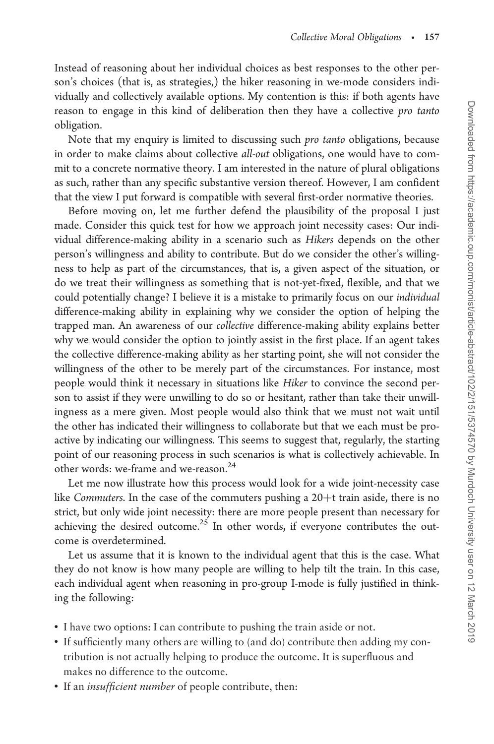Instead of reasoning about her individual choices as best responses to the other person's choices (that is, as strategies,) the hiker reasoning in we-mode considers individually and collectively available options. My contention is this: if both agents have reason to engage in this kind of deliberation then they have a collective *pro tanto* obligation.

Note that my enquiry is limited to discussing such *pro tanto* obligations, because in order to make claims about collective *all-out* obligations, one would have to commit to a concrete normative theory. I am interested in the nature of plural obligations as such, rather than any specific substantive version thereof. However, I am confident that the view I put forward is compatible with several first-order normative theories.

Before moving on, let me further defend the plausibility of the proposal I just made. Consider this quick test for how we approach joint necessity cases: Our individual difference-making ability in a scenario such as *Hikers* depends on the other person's willingness and ability to contribute. But do we consider the other's willingness to help as part of the circumstances, that is, a given aspect of the situation, or do we treat their willingness as something that is not-yet-fixed, flexible, and that we could potentially change? I believe it is a mistake to primarily focus on our *individual* difference-making ability in explaining why we consider the option of helping the trapped man. An awareness of our *collective* difference-making ability explains better why we would consider the option to jointly assist in the first place. If an agent takes the collective difference-making ability as her starting point, she will not consider the willingness of the other to be merely part of the circumstances. For instance, most people would think it necessary in situations like *Hiker* to convince the second person to assist if they were unwilling to do so or hesitant, rather than take their unwillingness as a mere given. Most people would also think that we must not wait until the other has indicated their willingness to collaborate but that we each must be proactive by indicating our willingness. This seems to suggest that, regularly, the starting point of our reasoning process in such scenarios is what is collectively achievable. In other words: we-frame and we-reason.[24]

Let me now illustrate how this process would look for a wide joint-necessity case like *Commuters*. In the case of the commuters pushing a 20+t train aside, there is no strict, but only wide joint necessity: there are more people present than necessary for achieving the desired outcome.[25] In other words, if everyone contributes the outcome is overdetermined.

Let us assume that it is known to the individual agent that this is the case. What they do not know is how many people are willing to help tilt the train. In this case, each individual agent when reasoning in pro-group I-mode is fully justified in thinking the following:

- I have two options: I can contribute to pushing the train aside or not.
- If sufficiently many others are willing to (and do) contribute then adding my contribution is not actually helping to produce the outcome. It is superfluous and makes no difference to the outcome.
- If an *insufficient number* of people contribute, then: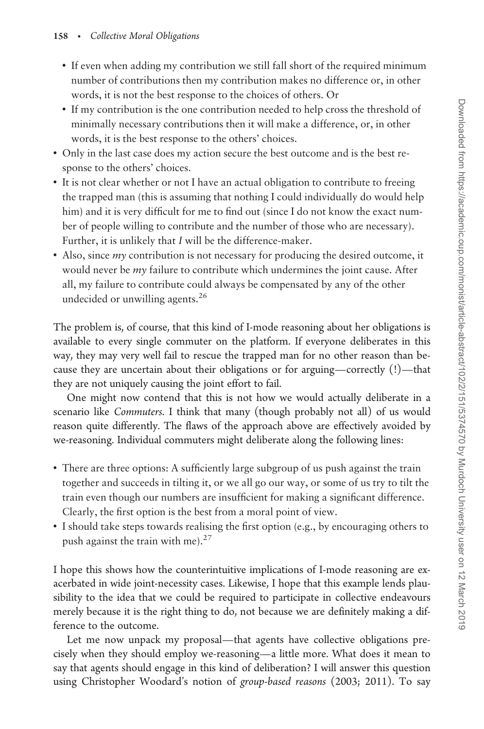- If even when adding my contribution we still fall short of the required minimum number of contributions then my contribution makes no difference or, in other words, it is not the best response to the choices of others. Or
    - If my contribution is the one contribution needed to help cross the threshold of minimally necessary contributions then it will make a difference, or, in other words, it is the best response to the others' choices.
- Only in the last case does my action secure the best outcome and is the best response to the others' choices.
- It is not clear whether or not I have an actual obligation to contribute to freeing the trapped man (this is assuming that nothing I could individually do would help him) and it is very difficult for me to find out (since I do not know the exact number of people willing to contribute and the number of those who are necessary). Further, it is unlikely that *I* will be the difference-maker.
- Also, since *my* contribution is not necessary for producing the desired outcome, it would never be *my* failure to contribute which undermines the joint cause. After all, my failure to contribute could always be compensated by any of the other undecided or unwilling agents.[26]

The problem is, of course, that this kind of I-mode reasoning about her obligations is available to every single commuter on the platform. If everyone deliberates in this way, they may very well fail to rescue the trapped man for no other reason than because they are uncertain about their obligations or for arguing—correctly (!)—that they are not uniquely causing the joint effort to fail.

One might now contend that this is not how we would actually deliberate in a scenario like *Commuters*. I think that many (though probably not all) of us would reason quite differently. The flaws of the approach above are effectively avoided by we-reasoning. Individual commuters might deliberate along the following lines:

- There are three options: A sufficiently large subgroup of us push against the train together and succeeds in tilting it, or we all go our way, or some of us try to tilt the train even though our numbers are insufficient for making a significant difference. Clearly, the first option is the best from a moral point of view.
- I should take steps towards realising the first option (e.g., by encouraging others to push against the train with me).[27]

I hope this shows how the counterintuitive implications of I-mode reasoning are exacerbated in wide joint-necessity cases. Likewise, I hope that this example lends plausibility to the idea that we could be required to participate in collective endeavours merely because it is the right thing to do, not because we are definitely making a difference to the outcome.

Let me now unpack my proposal—that agents have collective obligations precisely when they should employ we-reasoning—a little more. What does it mean to say that agents should engage in this kind of deliberation? I will answer this question using Christopher Woodard's notion of *group-based reasons* (2003; 2011). To say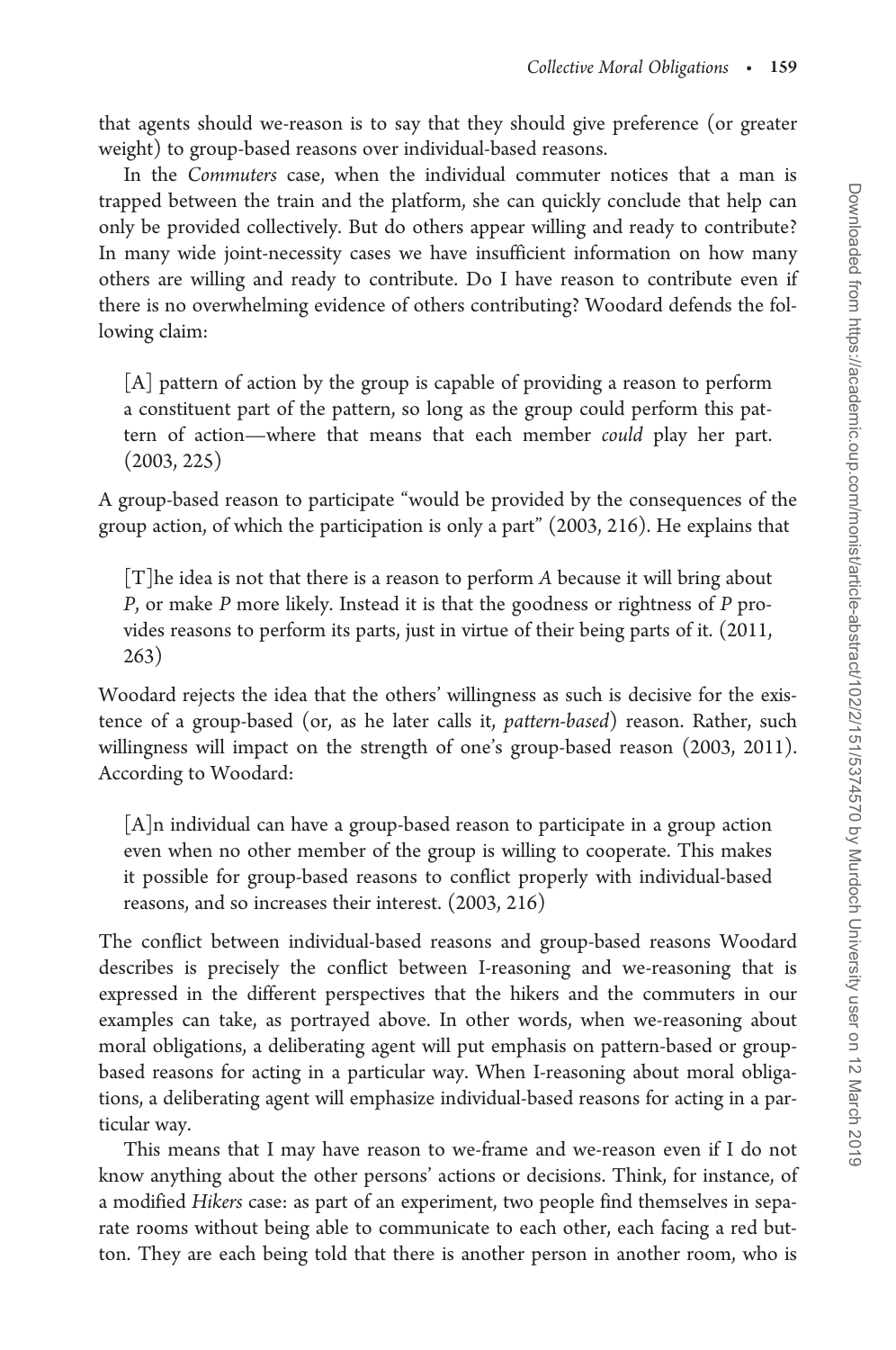that agents should we-reason is to say that they should give preference (or greater weight) to group-based reasons over individual-based reasons.

In the *Commuters* case, when the individual commuter notices that a man is trapped between the train and the platform, she can quickly conclude that help can only be provided collectively. But do others appear willing and ready to contribute? In many wide joint-necessity cases we have insufficient information on how many others are willing and ready to contribute. Do I have reason to contribute even if there is no overwhelming evidence of others contributing? Woodard defends the following claim:

> [A] pattern of action by the group is capable of providing a reason to perform a constituent part of the pattern, so long as the group could perform this pattern of action—where that means that each member *could* play her part. (2003, 225)

A group-based reason to participate "would be provided by the consequences of the group action, of which the participation is only a part" (2003, 216). He explains that

> [T]he idea is not that there is a reason to perform *A* because it will bring about *P*, or make *P* more likely. Instead it is that the goodness or rightness of *P* provides reasons to perform its parts, just in virtue of their being parts of it. (2011, 263)

Woodard rejects the idea that the others' willingness as such is decisive for the existence of a group-based (or, as he later calls it, *pattern-based*) reason. Rather, such willingness will impact on the strength of one's group-based reason (2003, 2011). According to Woodard:

> [A]n individual can have a group-based reason to participate in a group action even when no other member of the group is willing to cooperate. This makes it possible for group-based reasons to conflict properly with individual-based reasons, and so increases their interest. (2003, 216)

The conflict between individual-based reasons and group-based reasons Woodard describes is precisely the conflict between I-reasoning and we-reasoning that is expressed in the different perspectives that the hikers and the commuters in our examples can take, as portrayed above. In other words, when we-reasoning about moral obligations, a deliberating agent will put emphasis on pattern-based or group-based reasons for acting in a particular way. When I-reasoning about moral obligations, a deliberating agent will emphasize individual-based reasons for acting in a particular way.

This means that I may have reason to we-frame and we-reason even if I do not know anything about the other persons' actions or decisions. Think, for instance, of a modified *Hikers* case: as part of an experiment, two people find themselves in separate rooms without being able to communicate to each other, each facing a red button. They are each being told that there is another person in another room, who is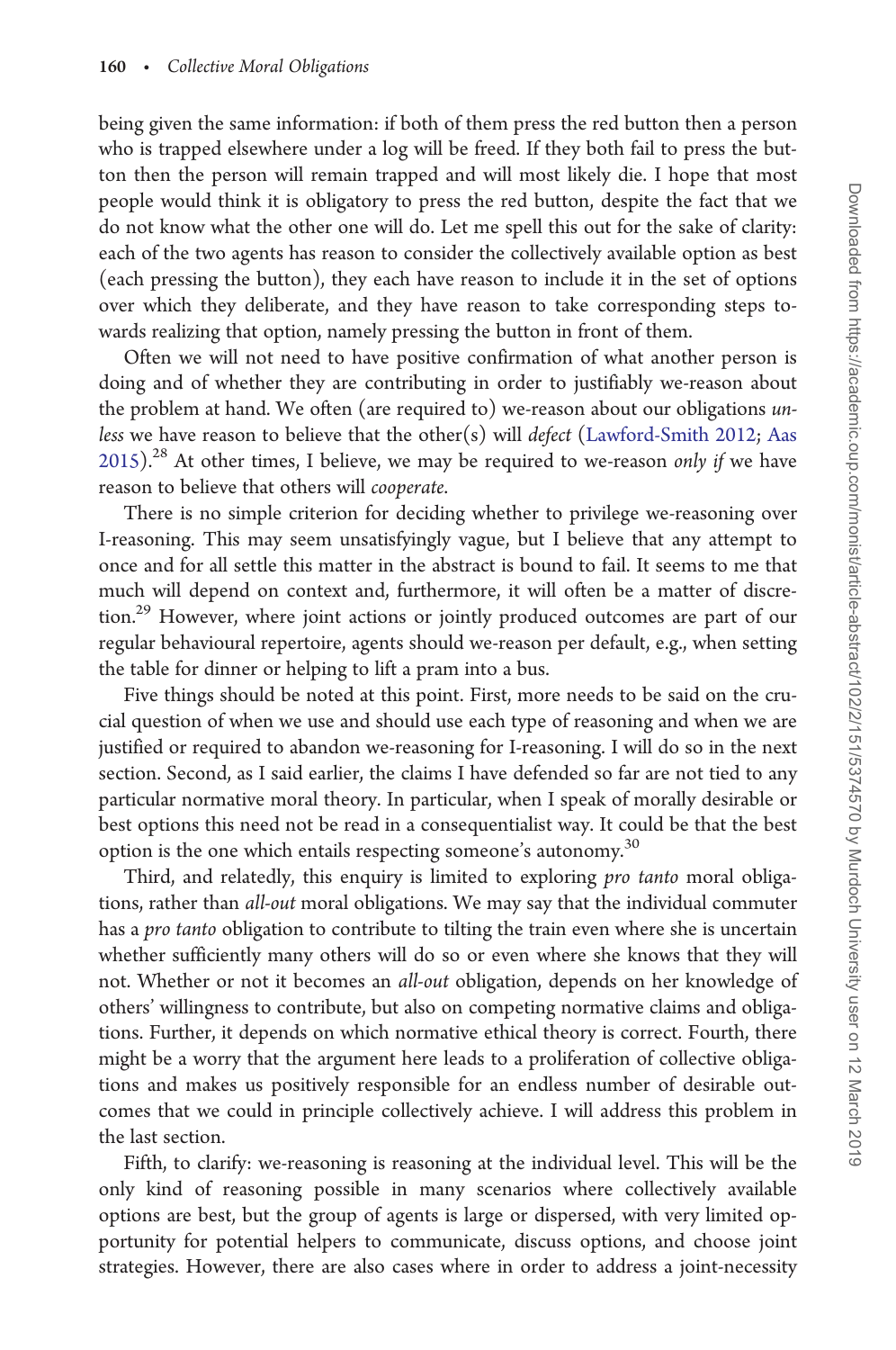being given the same information: if both of them press the red button then a person who is trapped elsewhere under a log will be freed. If they both fail to press the button then the person will remain trapped and will most likely die. I hope that most people would think it is obligatory to press the red button, despite the fact that we do not know what the other one will do. Let me spell this out for the sake of clarity: each of the two agents has reason to consider the collectively available option as best (each pressing the button), they each have reason to include it in the set of options over which they deliberate, and they have reason to take corresponding steps towards realizing that option, namely pressing the button in front of them.

Often we will not need to have positive confirmation of what another person is doing and of whether they are contributing in order to justifiably we-reason about the problem at hand. We often (are required to) we-reason about our obligations *unless* we have reason to believe that the other(s) will *defect* (Lawford-Smith 2012; Aas 2015).[28] At other times, I believe, we may be required to we-reason *only if* we have reason to believe that others will *cooperate*.

There is no simple criterion for deciding whether to privilege we-reasoning over I-reasoning. This may seem unsatisfyingly vague, but I believe that any attempt to once and for all settle this matter in the abstract is bound to fail. It seems to me that much will depend on context and, furthermore, it will often be a matter of discretion.[29] However, where joint actions or jointly produced outcomes are part of our regular behavioural repertoire, agents should we-reason per default, e.g., when setting the table for dinner or helping to lift a pram into a bus.

Five things should be noted at this point. First, more needs to be said on the crucial question of when we use and should use each type of reasoning and when we are justified or required to abandon we-reasoning for I-reasoning. I will do so in the next section. Second, as I said earlier, the claims I have defended so far are not tied to any particular normative moral theory. In particular, when I speak of morally desirable or best options this need not be read in a consequentialist way. It could be that the best option is the one which entails respecting someone's autonomy.[30]

Third, and relatedly, this enquiry is limited to exploring *pro tanto* moral obligations, rather than *all-out* moral obligations. We may say that the individual commuter has a *pro tanto* obligation to contribute to tilting the train even where she is uncertain whether sufficiently many others will do so or even where she knows that they will not. Whether or not it becomes an *all-out* obligation, depends on her knowledge of others' willingness to contribute, but also on competing normative claims and obligations. Further, it depends on which normative ethical theory is correct. Fourth, there might be a worry that the argument here leads to a proliferation of collective obligations and makes us positively responsible for an endless number of desirable outcomes that we could in principle collectively achieve. I will address this problem in the last section.

Fifth, to clarify: we-reasoning is reasoning at the individual level. This will be the only kind of reasoning possible in many scenarios where collectively available options are best, but the group of agents is large or dispersed, with very limited opportunity for potential helpers to communicate, discuss options, and choose joint strategies. However, there are also cases where in order to address a joint-necessity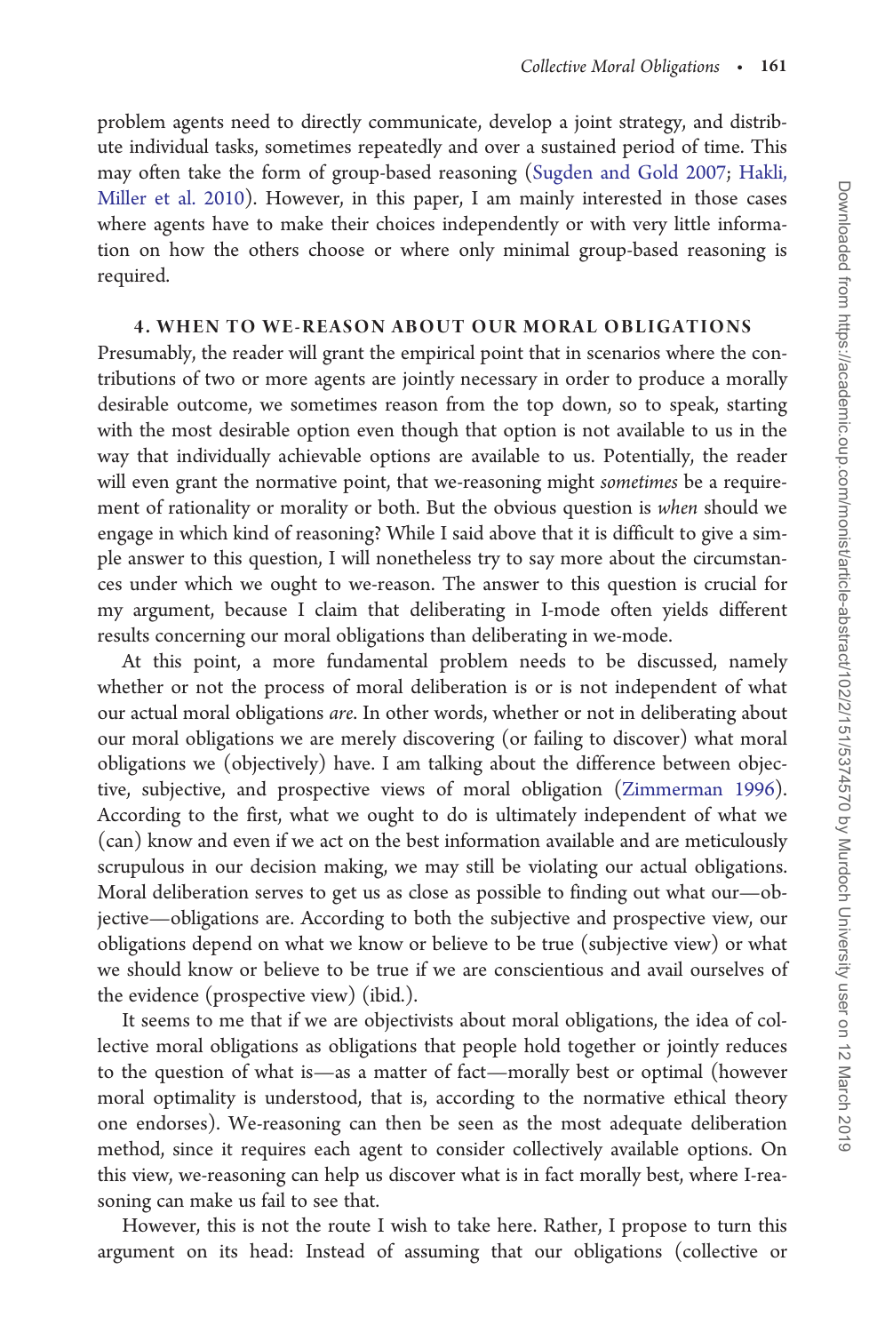problem agents need to directly communicate, develop a joint strategy, and distribute individual tasks, sometimes repeatedly and over a sustained period of time. This may often take the form of group-based reasoning (Sugden and Gold 2007; Hakli, Miller et al. 2010). However, in this paper, I am mainly interested in those cases where agents have to make their choices independently or with very little information on how the others choose or where only minimal group-based reasoning is required.

## 4. WHEN TO WE-REASON ABOUT OUR MORAL OBLIGATIONS

Presumably, the reader will grant the empirical point that in scenarios where the contributions of two or more agents are jointly necessary in order to produce a morally desirable outcome, we sometimes reason from the top down, so to speak, starting with the most desirable option even though that option is not available to us in the way that individually achievable options are available to us. Potentially, the reader will even grant the normative point, that we-reasoning might *sometimes* be a requirement of rationality or morality or both. But the obvious question is *when* should we engage in which kind of reasoning? While I said above that it is difficult to give a simple answer to this question, I will nonetheless try to say more about the circumstances under which we ought to we-reason. The answer to this question is crucial for my argument, because I claim that deliberating in I-mode often yields different results concerning our moral obligations than deliberating in we-mode.

At this point, a more fundamental problem needs to be discussed, namely whether or not the process of moral deliberation is or is not independent of what our actual moral obligations *are*. In other words, whether or not in deliberating about our moral obligations we are merely discovering (or failing to discover) what moral obligations we (objectively) have. I am talking about the difference between objective, subjective, and prospective views of moral obligation (Zimmerman 1996). According to the first, what we ought to do is ultimately independent of what we (can) know and even if we act on the best information available and are meticulously scrupulous in our decision making, we may still be violating our actual obligations. Moral deliberation serves to get us as close as possible to finding out what our—objective—obligations are. According to both the subjective and prospective view, our obligations depend on what we know or believe to be true (subjective view) or what we should know or believe to be true if we are conscientious and avail ourselves of the evidence (prospective view) (ibid.).

It seems to me that if we are objectivists about moral obligations, the idea of collective moral obligations as obligations that people hold together or jointly reduces to the question of what is—as a matter of fact—morally best or optimal (however moral optimality is understood, that is, according to the normative ethical theory one endorses). We-reasoning can then be seen as the most adequate deliberation method, since it requires each agent to consider collectively available options. On this view, we-reasoning can help us discover what is in fact morally best, where I-reasoning can make us fail to see that.

However, this is not the route I wish to take here. Rather, I propose to turn this argument on its head: Instead of assuming that our obligations (collective or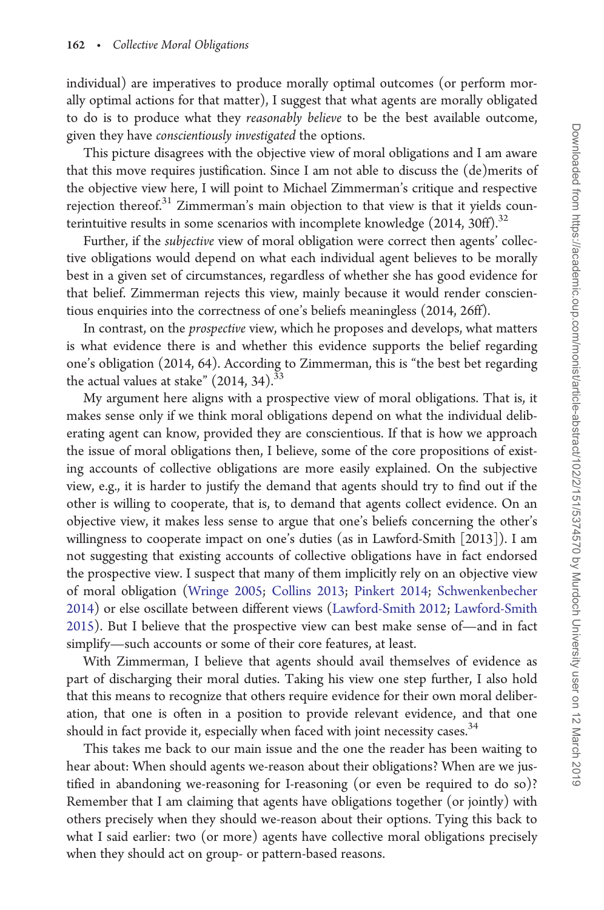individual) are imperatives to produce morally optimal outcomes (or perform morally optimal actions for that matter), I suggest that what agents are morally obligated to do is to produce what they *reasonably believe* to be the best available outcome, given they have *conscientiously investigated* the options.

This picture disagrees with the objective view of moral obligations and I am aware that this move requires justification. Since I am not able to discuss the (de)merits of the objective view here, I will point to Michael Zimmerman's critique and respective rejection thereof.[31] Zimmerman's main objection to that view is that it yields counterintuitive results in some scenarios with incomplete knowledge (2014, 30ff).[32]

Further, if the *subjective* view of moral obligation were correct then agents' collective obligations would depend on what each individual agent believes to be morally best in a given set of circumstances, regardless of whether she has good evidence for that belief. Zimmerman rejects this view, mainly because it would render conscientious enquiries into the correctness of one's beliefs meaningless (2014, 26ff).

In contrast, on the *prospective* view, which he proposes and develops, what matters is what evidence there is and whether this evidence supports the belief regarding one's obligation (2014, 64). According to Zimmerman, this is "the best bet regarding the actual values at stake" (2014, 34).[33]

My argument here aligns with a prospective view of moral obligations. That is, it makes sense only if we think moral obligations depend on what the individual deliberating agent can know, provided they are conscientious. If that is how we approach the issue of moral obligations then, I believe, some of the core propositions of existing accounts of collective obligations are more easily explained. On the subjective view, e.g., it is harder to justify the demand that agents should try to find out if the other is willing to cooperate, that is, to demand that agents collect evidence. On an objective view, it makes less sense to argue that one's beliefs concerning the other's willingness to cooperate impact on one's duties (as in Lawford-Smith [2013]). I am not suggesting that existing accounts of collective obligations have in fact endorsed the prospective view. I suspect that many of them implicitly rely on an objective view of moral obligation (Wringe 2005; Collins 2013; Pinkert 2014; Schwenkenbecher 2014) or else oscillate between different views (Lawford-Smith 2012; Lawford-Smith 2015). But I believe that the prospective view can best make sense of—and in fact simplify—such accounts or some of their core features, at least.

With Zimmerman, I believe that agents should avail themselves of evidence as part of discharging their moral duties. Taking his view one step further, I also hold that this means to recognize that others require evidence for their own moral deliberation, that one is often in a position to provide relevant evidence, and that one should in fact provide it, especially when faced with joint necessity cases.[34]

This takes me back to our main issue and the one the reader has been waiting to hear about: When should agents we-reason about their obligations? When are we justified in abandoning we-reasoning for I-reasoning (or even be required to do so)? Remember that I am claiming that agents have obligations together (or jointly) with others precisely when they should we-reason about their options. Tying this back to what I said earlier: two (or more) agents have collective moral obligations precisely when they should act on group- or pattern-based reasons.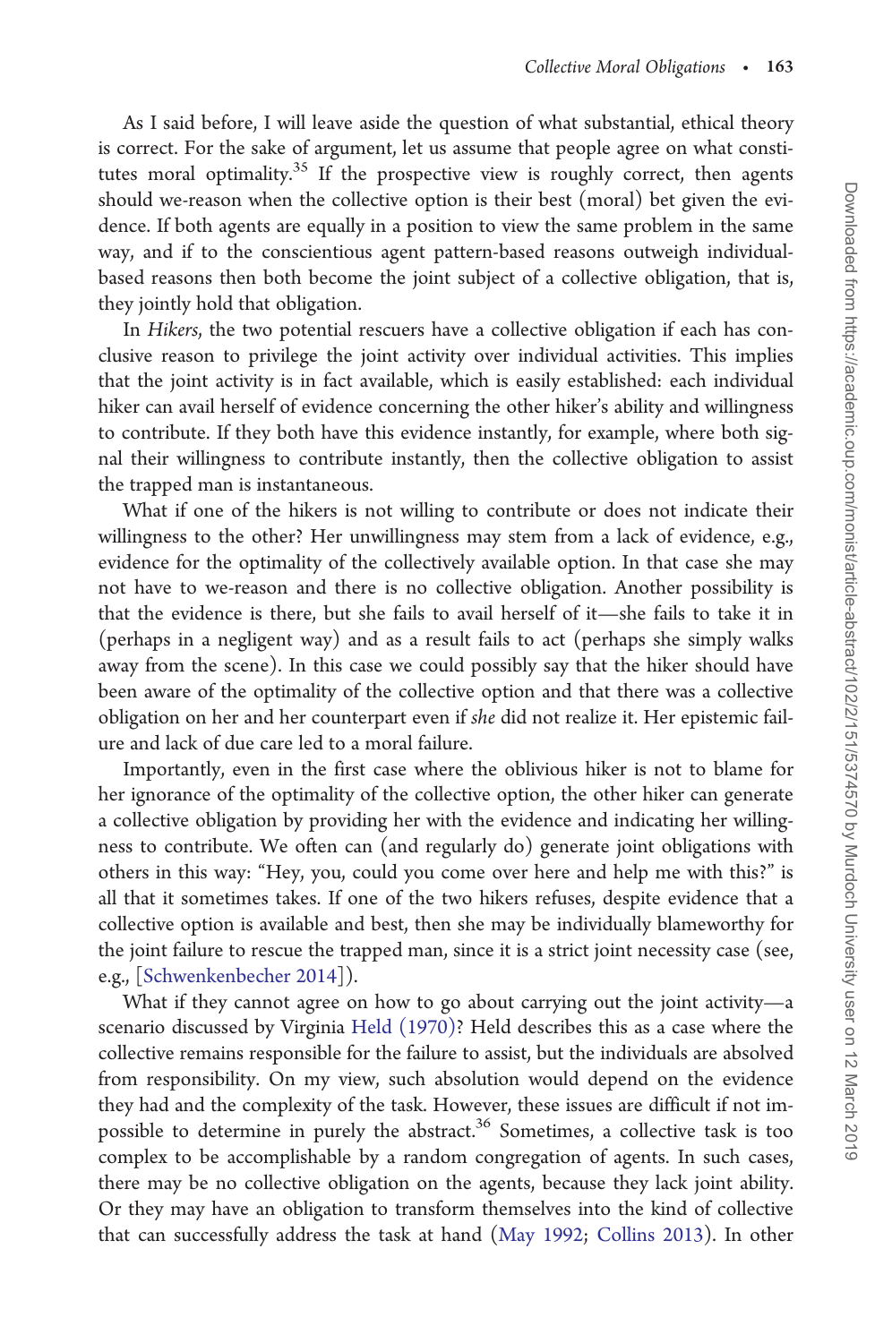As I said before, I will leave aside the question of what substantial, ethical theory is correct. For the sake of argument, let us assume that people agree on what constitutes moral optimality.[35] If the prospective view is roughly correct, then agents should we-reason when the collective option is their best (moral) bet given the evidence. If both agents are equally in a position to view the same problem in the same way, and if to the conscientious agent pattern-based reasons outweigh individual-based reasons then both become the joint subject of a collective obligation, that is, they jointly hold that obligation.

In *Hikers*, the two potential rescuers have a collective obligation if each has conclusive reason to privilege the joint activity over individual activities. This implies that the joint activity is in fact available, which is easily established: each individual hiker can avail herself of evidence concerning the other hiker's ability and willingness to contribute. If they both have this evidence instantly, for example, where both signal their willingness to contribute instantly, then the collective obligation to assist the trapped man is instantaneous.

What if one of the hikers is not willing to contribute or does not indicate their willingness to the other? Her unwillingness may stem from a lack of evidence, e.g., evidence for the optimality of the collectively available option. In that case she may not have to we-reason and there is no collective obligation. Another possibility is that the evidence is there, but she fails to avail herself of it—she fails to take it in (perhaps in a negligent way) and as a result fails to act (perhaps she simply walks away from the scene). In this case we could possibly say that the hiker should have been aware of the optimality of the collective option and that there was a collective obligation on her and her counterpart even if *she* did not realize it. Her epistemic failure and lack of due care led to a moral failure.

Importantly, even in the first case where the oblivious hiker is not to blame for her ignorance of the optimality of the collective option, the other hiker can generate a collective obligation by providing her with the evidence and indicating her willingness to contribute. We often can (and regularly do) generate joint obligations with others in this way: "Hey, you, could you come over here and help me with this?" is all that it sometimes takes. If one of the two hikers refuses, despite evidence that a collective option is available and best, then she may be individually blameworthy for the joint failure to rescue the trapped man, since it is a strict joint necessity case (see, e.g., [Schwenkenbecher 2014]).

What if they cannot agree on how to go about carrying out the joint activity—a scenario discussed by Virginia Held (1970)? Held describes this as a case where the collective remains responsible for the failure to assist, but the individuals are absolved from responsibility. On my view, such absolution would depend on the evidence they had and the complexity of the task. However, these issues are difficult if not impossible to determine in purely the abstract.[36] Sometimes, a collective task is too complex to be accomplishable by a random congregation of agents. In such cases, there may be no collective obligation on the agents, because they lack joint ability. Or they may have an obligation to transform themselves into the kind of collective that can successfully address the task at hand (May 1992; Collins 2013). In other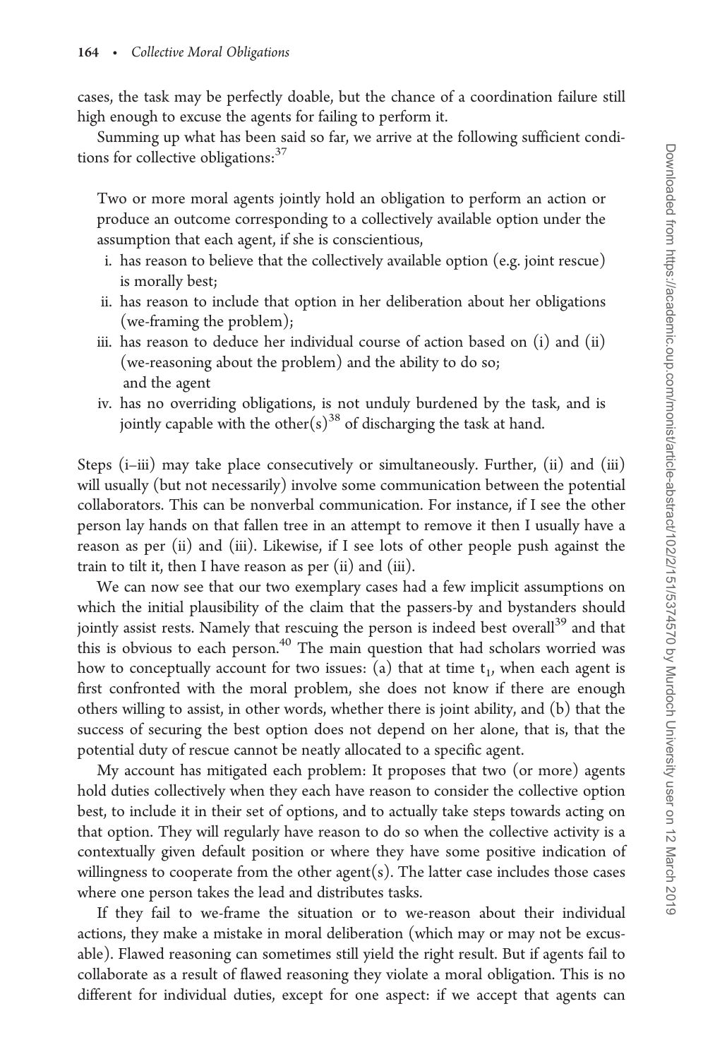cases, the task may be perfectly doable, but the chance of a coordination failure still high enough to excuse the agents for failing to perform it.

Summing up what has been said so far, we arrive at the following sufficient conditions for collective obligations:[37]

> Two or more moral agents jointly hold an obligation to perform an action or produce an outcome corresponding to a collectively available option under the assumption that each agent, if she is conscientious,
>
> i. has reason to believe that the collectively available option (e.g. joint rescue) is morally best;
> ii. has reason to include that option in her deliberation about her obligations (we-framing the problem);
> iii. has reason to deduce her individual course of action based on (i) and (ii) (we-reasoning about the problem) and the ability to do so;
>
> and the agent
>
> iv. has no overriding obligations, is not unduly burdened by the task, and is jointly capable with the other(s)[38] of discharging the task at hand.

Steps (i–iii) may take place consecutively or simultaneously. Further, (ii) and (iii) will usually (but not necessarily) involve some communication between the potential collaborators. This can be nonverbal communication. For instance, if I see the other person lay hands on that fallen tree in an attempt to remove it then I usually have a reason as per (ii) and (iii). Likewise, if I see lots of other people push against the train to tilt it, then I have reason as per (ii) and (iii).

We can now see that our two exemplary cases had a few implicit assumptions on which the initial plausibility of the claim that the passers-by and bystanders should jointly assist rests. Namely that rescuing the person is indeed best overall[39] and that this is obvious to each person.[40] The main question that had scholars worried was how to conceptually account for two issues: (a) that at time $t_1$, when each agent is first confronted with the moral problem, she does not know if there are enough others willing to assist, in other words, whether there is joint ability, and (b) that the success of securing the best option does not depend on her alone, that is, that the potential duty of rescue cannot be neatly allocated to a specific agent.

My account has mitigated each problem: It proposes that two (or more) agents hold duties collectively when they each have reason to consider the collective option best, to include it in their set of options, and to actually take steps towards acting on that option. They will regularly have reason to do so when the collective activity is a contextually given default position or where they have some positive indication of willingness to cooperate from the other agent(s). The latter case includes those cases where one person takes the lead and distributes tasks.

If they fail to we-frame the situation or to we-reason about their individual actions, they make a mistake in moral deliberation (which may or may not be excusable). Flawed reasoning can sometimes still yield the right result. But if agents fail to collaborate as a result of flawed reasoning they violate a moral obligation. This is no different for individual duties, except for one aspect: if we accept that agents can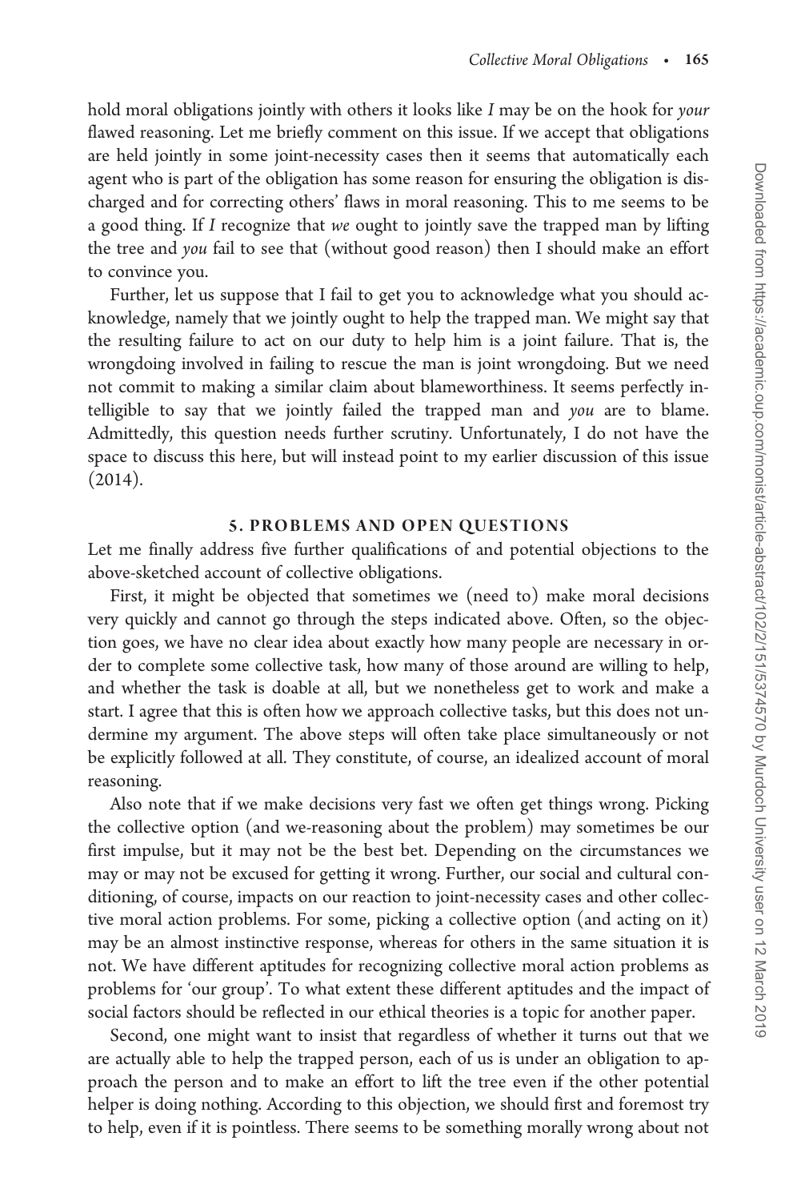hold moral obligations jointly with others it looks like *I* may be on the hook for *your* flawed reasoning. Let me briefly comment on this issue. If we accept that obligations are held jointly in some joint-necessity cases then it seems that automatically each agent who is part of the obligation has some reason for ensuring the obligation is discharged and for correcting others' flaws in moral reasoning. This to me seems to be a good thing. If *I* recognize that *we* ought to jointly save the trapped man by lifting the tree and *you* fail to see that (without good reason) then I should make an effort to convince you.

Further, let us suppose that I fail to get you to acknowledge what you should acknowledge, namely that we jointly ought to help the trapped man. We might say that the resulting failure to act on our duty to help him is a joint failure. That is, the wrongdoing involved in failing to rescue the man is joint wrongdoing. But we need not commit to making a similar claim about blameworthiness. It seems perfectly intelligible to say that we jointly failed the trapped man and *you* are to blame. Admittedly, this question needs further scrutiny. Unfortunately, I do not have the space to discuss this here, but will instead point to my earlier discussion of this issue (2014).

## 5. PROBLEMS AND OPEN QUESTIONS

Let me finally address five further qualifications of and potential objections to the above-sketched account of collective obligations.

First, it might be objected that sometimes we (need to) make moral decisions very quickly and cannot go through the steps indicated above. Often, so the objection goes, we have no clear idea about exactly how many people are necessary in order to complete some collective task, how many of those around are willing to help, and whether the task is doable at all, but we nonetheless get to work and make a start. I agree that this is often how we approach collective tasks, but this does not undermine my argument. The above steps will often take place simultaneously or not be explicitly followed at all. They constitute, of course, an idealized account of moral reasoning.

Also note that if we make decisions very fast we often get things wrong. Picking the collective option (and we-reasoning about the problem) may sometimes be our first impulse, but it may not be the best bet. Depending on the circumstances we may or may not be excused for getting it wrong. Further, our social and cultural conditioning, of course, impacts on our reaction to joint-necessity cases and other collective moral action problems. For some, picking a collective option (and acting on it) may be an almost instinctive response, whereas for others in the same situation it is not. We have different aptitudes for recognizing collective moral action problems as problems for 'our group'. To what extent these different aptitudes and the impact of social factors should be reflected in our ethical theories is a topic for another paper.

Second, one might want to insist that regardless of whether it turns out that we are actually able to help the trapped person, each of us is under an obligation to approach the person and to make an effort to lift the tree even if the other potential helper is doing nothing. According to this objection, we should first and foremost try to help, even if it is pointless. There seems to be something morally wrong about not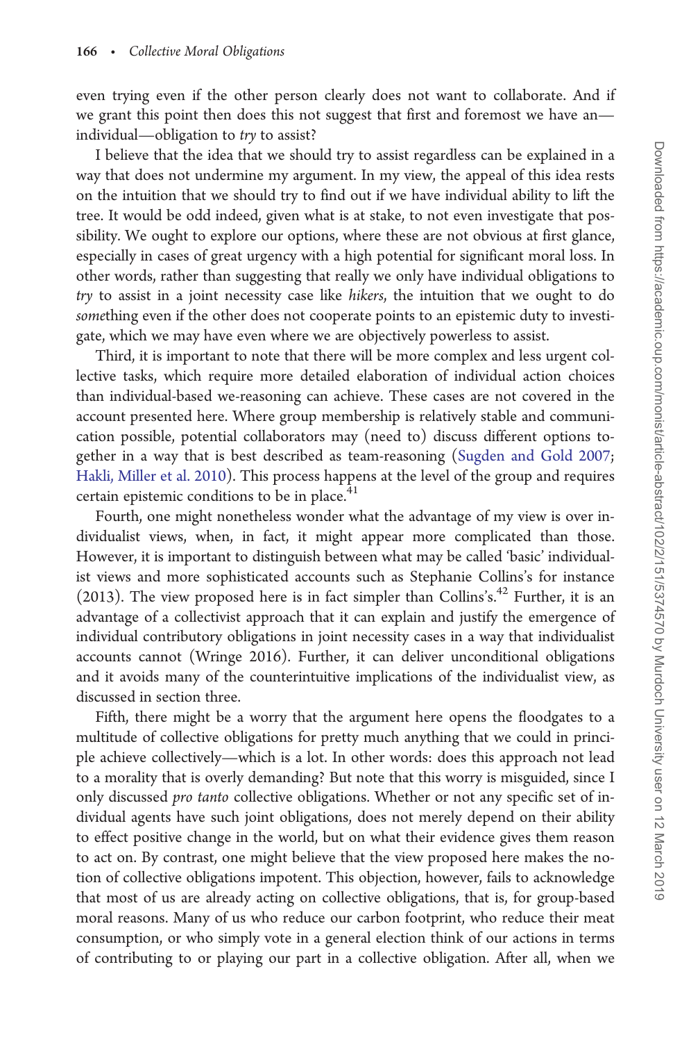even trying even if the other person clearly does not want to collaborate. And if we grant this point then does this not suggest that first and foremost we have an—individual—obligation to *try* to assist?

I believe that the idea that we should try to assist regardless can be explained in a way that does not undermine my argument. In my view, the appeal of this idea rests on the intuition that we should try to find out if we have individual ability to lift the tree. It would be odd indeed, given what is at stake, to not even investigate that possibility. We ought to explore our options, where these are not obvious at first glance, especially in cases of great urgency with a high potential for significant moral loss. In other words, rather than suggesting that really we only have individual obligations to *try* to assist in a joint necessity case like *hikers*, the intuition that we ought to do *some*thing even if the other does not cooperate points to an epistemic duty to investigate, which we may have even where we are objectively powerless to assist.

Third, it is important to note that there will be more complex and less urgent collective tasks, which require more detailed elaboration of individual action choices than individual-based we-reasoning can achieve. These cases are not covered in the account presented here. Where group membership is relatively stable and communication possible, potential collaborators may (need to) discuss different options together in a way that is best described as team-reasoning (Sugden and Gold 2007; Hakli, Miller et al. 2010). This process happens at the level of the group and requires certain epistemic conditions to be in place.[41]

Fourth, one might nonetheless wonder what the advantage of my view is over individualist views, when, in fact, it might appear more complicated than those. However, it is important to distinguish between what may be called 'basic' individualist views and more sophisticated accounts such as Stephanie Collins's for instance (2013). The view proposed here is in fact simpler than Collins's.[42] Further, it is an advantage of a collectivist approach that it can explain and justify the emergence of individual contributory obligations in joint necessity cases in a way that individualist accounts cannot (Wringe 2016). Further, it can deliver unconditional obligations and it avoids many of the counterintuitive implications of the individualist view, as discussed in section three.

Fifth, there might be a worry that the argument here opens the floodgates to a multitude of collective obligations for pretty much anything that we could in principle achieve collectively—which is a lot. In other words: does this approach not lead to a morality that is overly demanding? But note that this worry is misguided, since I only discussed *pro tanto* collective obligations. Whether or not any specific set of individual agents have such joint obligations, does not merely depend on their ability to effect positive change in the world, but on what their evidence gives them reason to act on. By contrast, one might believe that the view proposed here makes the notion of collective obligations impotent. This objection, however, fails to acknowledge that most of us are already acting on collective obligations, that is, for group-based moral reasons. Many of us who reduce our carbon footprint, who reduce their meat consumption, or who simply vote in a general election think of our actions in terms of contributing to or playing our part in a collective obligation. After all, when we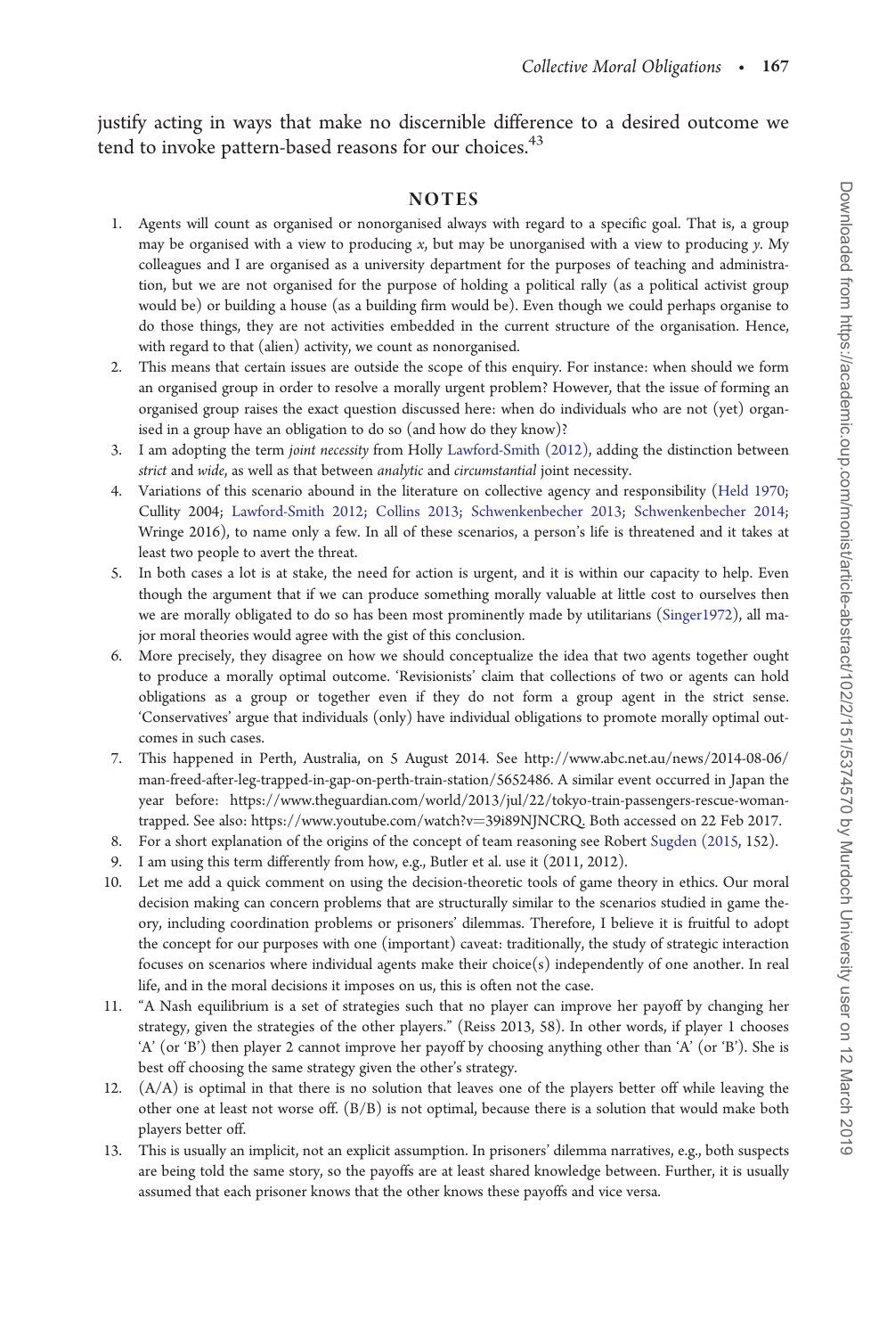justify acting in ways that make no discernible difference to a desired outcome we tend to invoke pattern-based reasons for our choices.[43]

## NOTES

1. Agents will count as organised or nonorganised always with regard to a specific goal. That is, a group may be organised with a view to producing *x*, but may be unorganised with a view to producing *y*. My colleagues and I are organised as a university department for the purposes of teaching and administration, but we are not organised for the purpose of holding a political rally (as a political activist group would be) or building a house (as a building firm would be). Even though we could perhaps organise to do those things, they are not activities embedded in the current structure of the organisation. Hence, with regard to that (alien) activity, we count as nonorganised.
2. This means that certain issues are outside the scope of this enquiry. For instance: when should we form an organised group in order to resolve a morally urgent problem? However, that the issue of forming an organised group raises the exact question discussed here: when do individuals who are not (yet) organised in a group have an obligation to do so (and how do they know)?
3. I am adopting the term *joint necessity* from Holly Lawford-Smith (2012), adding the distinction between *strict* and *wide*, as well as that between *analytic* and *circumstantial* joint necessity.
4. Variations of this scenario abound in the literature on collective agency and responsibility (Held 1970; Cullity 2004; Lawford-Smith 2012; Collins 2013; Schwenkenbecher 2013; Schwenkenbecher 2014; Wringe 2016), to name only a few. In all of these scenarios, a person's life is threatened and it takes at least two people to avert the threat.
5. In both cases a lot is at stake, the need for action is urgent, and it is within our capacity to help. Even though the argument that if we can produce something morally valuable at little cost to ourselves then we are morally obligated to do so has been most prominently made by utilitarians (Singer1972), all major moral theories would agree with the gist of this conclusion.
6. More precisely, they disagree on how we should conceptualize the idea that two agents together ought to produce a morally optimal outcome. 'Revisionists' claim that collections of two or agents can hold obligations as a group or together even if they do not form a group agent in the strict sense. 'Conservatives' argue that individuals (only) have individual obligations to promote morally optimal outcomes in such cases.
7. This happened in Perth, Australia, on 5 August 2014. See http://www.abc.net.au/news/2014-08-06/man-freed-after-leg-trapped-in-gap-on-perth-train-station/5652486. A similar event occurred in Japan the year before: https://www.theguardian.com/world/2013/jul/22/tokyo-train-passengers-rescue-woman-trapped. See also: https://www.youtube.com/watch?v=39i89NJNCRQ. Both accessed on 22 Feb 2017.
8. For a short explanation of the origins of the concept of team reasoning see Robert Sugden (2015, 152).
9. I am using this term differently from how, e.g., Butler et al. use it (2011, 2012).
10. Let me add a quick comment on using the decision-theoretic tools of game theory in ethics. Our moral decision making can concern problems that are structurally similar to the scenarios studied in game theory, including coordination problems or prisoners' dilemmas. Therefore, I believe it is fruitful to adopt the concept for our purposes with one (important) caveat: traditionally, the study of strategic interaction focuses on scenarios where individual agents make their choice(s) independently of one another. In real life, and in the moral decisions it imposes on us, this is often not the case.
11. "A Nash equilibrium is a set of strategies such that no player can improve her payoff by changing her strategy, given the strategies of the other players." (Reiss 2013, 58). In other words, if player 1 chooses 'A' (or 'B') then player 2 cannot improve her payoff by choosing anything other than 'A' (or 'B'). She is best off choosing the same strategy given the other's strategy.
12. (A/A) is optimal in that there is no solution that leaves one of the players better off while leaving the other one at least not worse off. (B/B) is not optimal, because there is a solution that would make both players better off.
13. This is usually an implicit, not an explicit assumption. In prisoners' dilemma narratives, e.g., both suspects are being told the same story, so the payoffs are at least shared knowledge between. Further, it is usually assumed that each prisoner knows that the other knows these payoffs and vice versa.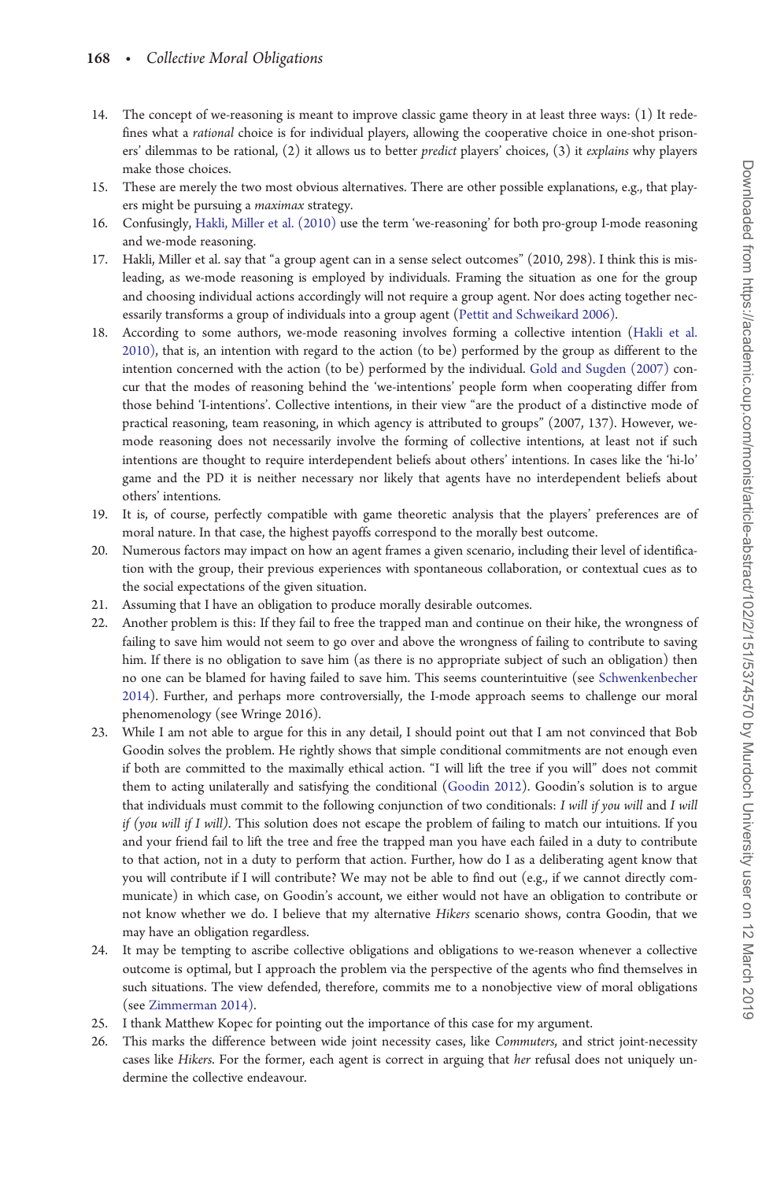14. The concept of we-reasoning is meant to improve classic game theory in at least three ways: (1) It redefines what a *rational* choice is for individual players, allowing the cooperative choice in one-shot prisoners' dilemmas to be rational, (2) it allows us to better *predict* players' choices, (3) it *explains* why players make those choices.
15. These are merely the two most obvious alternatives. There are other possible explanations, e.g., that players might be pursuing a *maximax* strategy.
16. Confusingly, Hakli, Miller et al. (2010) use the term 'we-reasoning' for both pro-group I-mode reasoning and we-mode reasoning.
17. Hakli, Miller et al. say that "a group agent can in a sense select outcomes" (2010, 298). I think this is misleading, as we-mode reasoning is employed by individuals. Framing the situation as one for the group and choosing individual actions accordingly will not require a group agent. Nor does acting together necessarily transforms a group of individuals into a group agent (Pettit and Schweikard 2006).
18. According to some authors, we-mode reasoning involves forming a collective intention (Hakli et al. 2010), that is, an intention with regard to the action (to be) performed by the group as different to the intention concerned with the action (to be) performed by the individual. Gold and Sugden (2007) concur that the modes of reasoning behind the 'we-intentions' people form when cooperating differ from those behind 'I-intentions'. Collective intentions, in their view "are the product of a distinctive mode of practical reasoning, team reasoning, in which agency is attributed to groups" (2007, 137). However, we-mode reasoning does not necessarily involve the forming of collective intentions, at least not if such intentions are thought to require interdependent beliefs about others' intentions. In cases like the 'hi-lo' game and the PD it is neither necessary nor likely that agents have no interdependent beliefs about others' intentions.
19. It is, of course, perfectly compatible with game theoretic analysis that the players' preferences are of moral nature. In that case, the highest payoffs correspond to the morally best outcome.
20. Numerous factors may impact on how an agent frames a given scenario, including their level of identification with the group, their previous experiences with spontaneous collaboration, or contextual cues as to the social expectations of the given situation.
21. Assuming that I have an obligation to produce morally desirable outcomes.
22. Another problem is this: If they fail to free the trapped man and continue on their hike, the wrongness of failing to save him would not seem to go over and above the wrongness of failing to contribute to saving him. If there is no obligation to save him (as there is no appropriate subject of such an obligation) then no one can be blamed for having failed to save him. This seems counterintuitive (see Schwenkenbecher 2014). Further, and perhaps more controversially, the I-mode approach seems to challenge our moral phenomenology (see Wringe 2016).
23. While I am not able to argue for this in any detail, I should point out that I am not convinced that Bob Goodin solves the problem. He rightly shows that simple conditional commitments are not enough even if both are committed to the maximally ethical action. "I will lift the tree if you will" does not commit them to acting unilaterally and satisfying the conditional (Goodin 2012). Goodin's solution is to argue that individuals must commit to the following conjunction of two conditionals: *I will if you will* and *I will if (you will if I will)*. This solution does not escape the problem of failing to match our intuitions. If you and your friend fail to lift the tree and free the trapped man you have each failed in a duty to contribute to that action, not in a duty to perform that action. Further, how do I as a deliberating agent know that you will contribute if I will contribute? We may not be able to find out (e.g., if we cannot directly communicate) in which case, on Goodin's account, we either would not have an obligation to contribute or not know whether we do. I believe that my alternative *Hikers* scenario shows, contra Goodin, that we may have an obligation regardless.
24. It may be tempting to ascribe collective obligations and obligations to we-reason whenever a collective outcome is optimal, but I approach the problem via the perspective of the agents who find themselves in such situations. The view defended, therefore, commits me to a nonobjective view of moral obligations (see Zimmerman 2014).
25. I thank Matthew Kopec for pointing out the importance of this case for my argument.
26. This marks the difference between wide joint necessity cases, like *Commuters*, and strict joint-necessity cases like *Hikers*. For the former, each agent is correct in arguing that *her* refusal does not uniquely undermine the collective endeavour.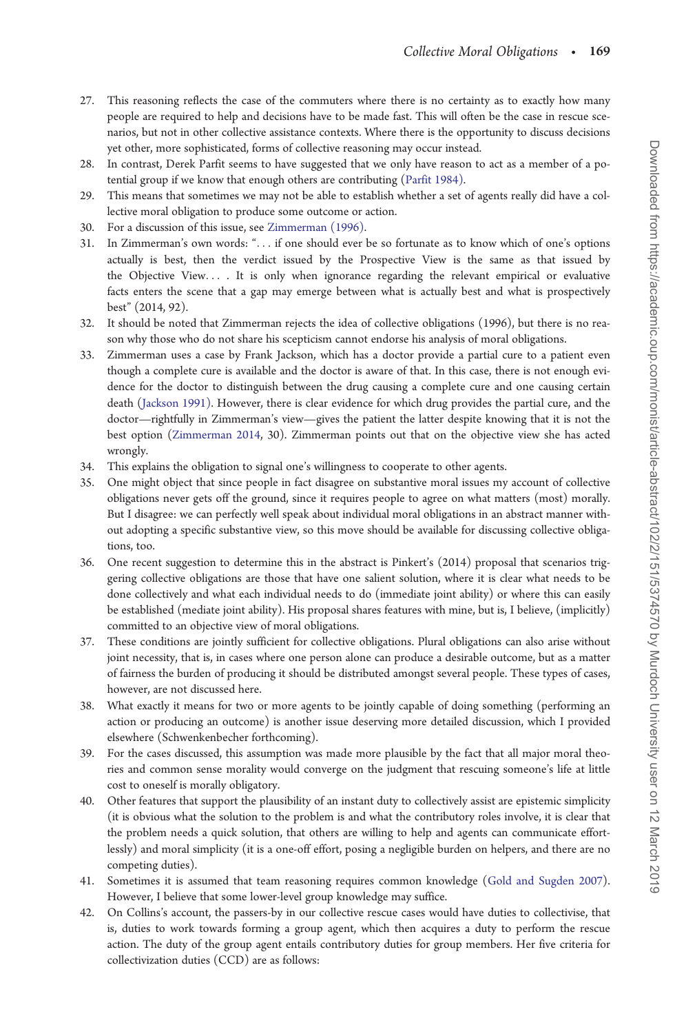27. This reasoning reflects the case of the commuters where there is no certainty as to exactly how many people are required to help and decisions have to be made fast. This will often be the case in rescue scenarios, but not in other collective assistance contexts. Where there is the opportunity to discuss decisions yet other, more sophisticated, forms of collective reasoning may occur instead.
28. In contrast, Derek Parfit seems to have suggested that we only have reason to act as a member of a potential group if we know that enough others are contributing (Parfit 1984).
29. This means that sometimes we may not be able to establish whether a set of agents really did have a collective moral obligation to produce some outcome or action.
30. For a discussion of this issue, see Zimmerman (1996).
31. In Zimmerman's own words: ". . . if one should ever be so fortunate as to know which of one's options actually is best, then the verdict issued by the Prospective View is the same as that issued by the Objective View. . . . It is only when ignorance regarding the relevant empirical or evaluative facts enters the scene that a gap may emerge between what is actually best and what is prospectively best" (2014, 92).
32. It should be noted that Zimmerman rejects the idea of collective obligations (1996), but there is no reason why those who do not share his scepticism cannot endorse his analysis of moral obligations.
33. Zimmerman uses a case by Frank Jackson, which has a doctor provide a partial cure to a patient even though a complete cure is available and the doctor is aware of that. In this case, there is not enough evidence for the doctor to distinguish between the drug causing a complete cure and one causing certain death (Jackson 1991). However, there is clear evidence for which drug provides the partial cure, and the doctor—rightfully in Zimmerman's view—gives the patient the latter despite knowing that it is not the best option (Zimmerman 2014, 30). Zimmerman points out that on the objective view she has acted wrongly.
34. This explains the obligation to signal one's willingness to cooperate to other agents.
35. One might object that since people in fact disagree on substantive moral issues my account of collective obligations never gets off the ground, since it requires people to agree on what matters (most) morally. But I disagree: we can perfectly well speak about individual moral obligations in an abstract manner without adopting a specific substantive view, so this move should be available for discussing collective obligations, too.
36. One recent suggestion to determine this in the abstract is Pinkert's (2014) proposal that scenarios triggering collective obligations are those that have one salient solution, where it is clear what needs to be done collectively and what each individual needs to do (immediate joint ability) or where this can easily be established (mediate joint ability). His proposal shares features with mine, but is, I believe, (implicitly) committed to an objective view of moral obligations.
37. These conditions are jointly sufficient for collective obligations. Plural obligations can also arise without joint necessity, that is, in cases where one person alone can produce a desirable outcome, but as a matter of fairness the burden of producing it should be distributed amongst several people. These types of cases, however, are not discussed here.
38. What exactly it means for two or more agents to be jointly capable of doing something (performing an action or producing an outcome) is another issue deserving more detailed discussion, which I provided elsewhere (Schwenkenbecher forthcoming).
39. For the cases discussed, this assumption was made more plausible by the fact that all major moral theories and common sense morality would converge on the judgment that rescuing someone's life at little cost to oneself is morally obligatory.
40. Other features that support the plausibility of an instant duty to collectively assist are epistemic simplicity (it is obvious what the solution to the problem is and what the contributory roles involve, it is clear that the problem needs a quick solution, that others are willing to help and agents can communicate effortlessly) and moral simplicity (it is a one-off effort, posing a negligible burden on helpers, and there are no competing duties).
41. Sometimes it is assumed that team reasoning requires common knowledge (Gold and Sugden 2007). However, I believe that some lower-level group knowledge may suffice.
42. On Collins's account, the passers-by in our collective rescue cases would have duties to collectivise, that is, duties to work towards forming a group agent, which then acquires a duty to perform the rescue action. The duty of the group agent entails contributory duties for group members. Her five criteria for collectivization duties (CCD) are as follows: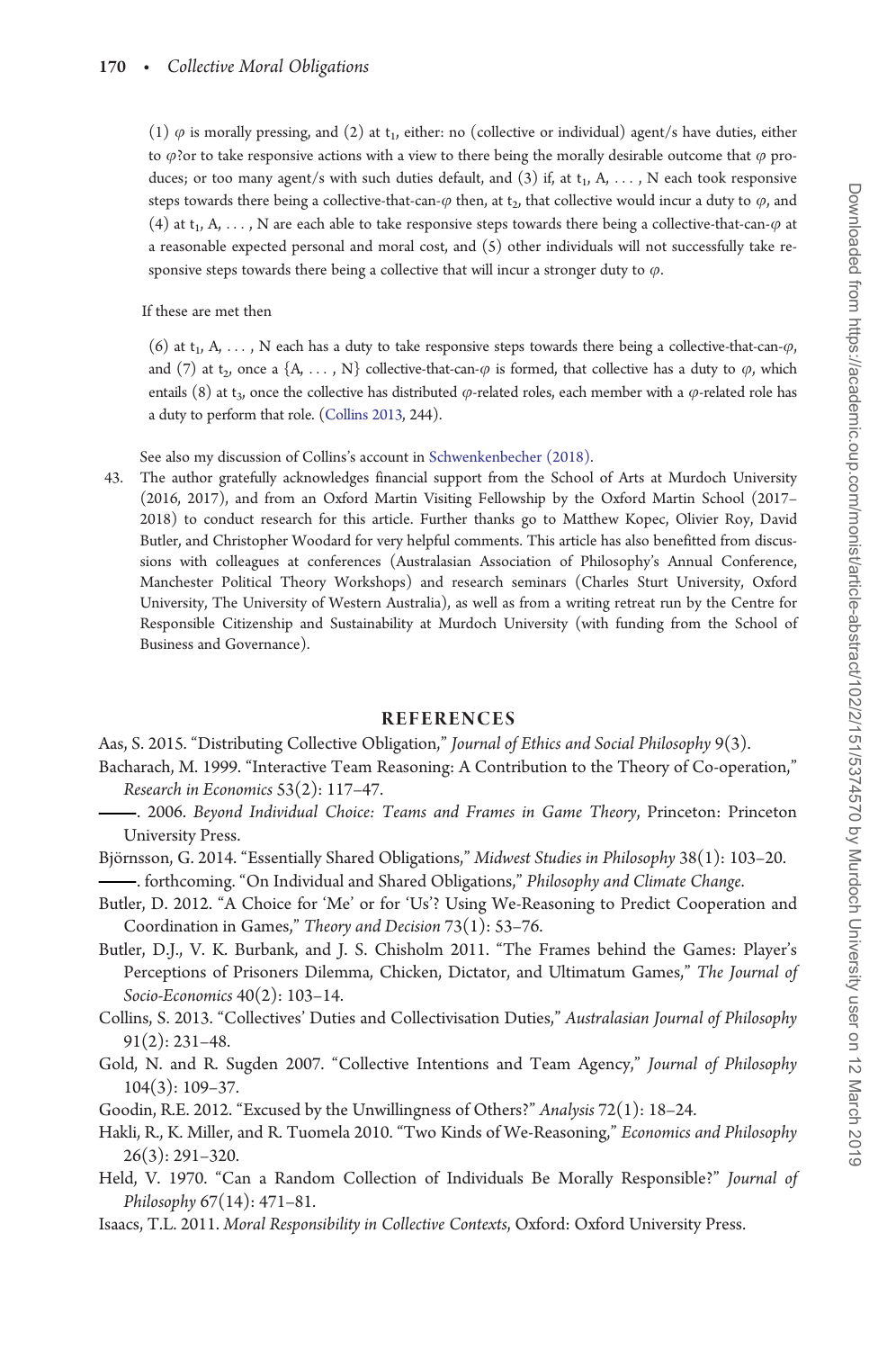(1) $\varphi$ is morally pressing, and (2) at $t_1$, either: no (collective or individual) agent/s have duties, either to $\varphi$?or to take responsive actions with a view to there being the morally desirable outcome that $\varphi$ produces; or too many agent/s with such duties default, and (3) if, at $t_1$, A, . . . , N each took responsive steps towards there being a collective-that-can-$\varphi$ then, at $t_2$, that collective would incur a duty to $\varphi$, and (4) at $t_1$, A, . . . , N are each able to take responsive steps towards there being a collective-that-can-$\varphi$ at a reasonable expected personal and moral cost, and (5) other individuals will not successfully take responsive steps towards there being a collective that will incur a stronger duty to $\varphi$.

If these are met then

(6) at $t_1$, A, . . . , N each has a duty to take responsive steps towards there being a collective-that-can-$\varphi$, and (7) at $t_2$, once a {A, . . . , N} collective-that-can-$\varphi$ is formed, that collective has a duty to $\varphi$, which entails (8) at $t_3$, once the collective has distributed $\varphi$-related roles, each member with a $\varphi$-related role has a duty to perform that role. (Collins 2013, 244).

See also my discussion of Collins's account in Schwenkenbecher (2018).

43. The author gratefully acknowledges financial support from the School of Arts at Murdoch University (2016, 2017), and from an Oxford Martin Visiting Fellowship by the Oxford Martin School (2017–2018) to conduct research for this article. Further thanks go to Matthew Kopec, Olivier Roy, David Butler, and Christopher Woodard for very helpful comments. This article has also benefitted from discussions with colleagues at conferences (Australasian Association of Philosophy's Annual Conference, Manchester Political Theory Workshops) and research seminars (Charles Sturt University, Oxford University, The University of Western Australia), as well as from a writing retreat run by the Centre for Responsible Citizenship and Sustainability at Murdoch University (with funding from the School of Business and Governance).

## REFERENCES

Aas, S. 2015. "Distributing Collective Obligation," *Journal of Ethics and Social Philosophy* 9(3).

Bacharach, M. 1999. "Interactive Team Reasoning: A Contribution to the Theory of Co-operation," *Research in Economics* 53(2): 117–47.

———. 2006. *Beyond Individual Choice: Teams and Frames in Game Theory*, Princeton: Princeton University Press.

Björnsson, G. 2014. "Essentially Shared Obligations," *Midwest Studies in Philosophy* 38(1): 103–20.

———. forthcoming. "On Individual and Shared Obligations," *Philosophy and Climate Change*.

Butler, D. 2012. "A Choice for 'Me' or for 'Us'? Using We-Reasoning to Predict Cooperation and Coordination in Games," *Theory and Decision* 73(1): 53–76.

Butler, D.J., V. K. Burbank, and J. S. Chisholm 2011. "The Frames behind the Games: Player's Perceptions of Prisoners Dilemma, Chicken, Dictator, and Ultimatum Games," *The Journal of Socio-Economics* 40(2): 103–14.

Collins, S. 2013. "Collectives' Duties and Collectivisation Duties," *Australasian Journal of Philosophy* 91(2): 231–48.

Gold, N. and R. Sugden 2007. "Collective Intentions and Team Agency," *Journal of Philosophy* 104(3): 109–37.

Goodin, R.E. 2012. "Excused by the Unwillingness of Others?" *Analysis* 72(1): 18–24.

Hakli, R., K. Miller, and R. Tuomela 2010. "Two Kinds of We-Reasoning," *Economics and Philosophy* 26(3): 291–320.

Held, V. 1970. "Can a Random Collection of Individuals Be Morally Responsible?" *Journal of Philosophy* 67(14): 471–81.

Isaacs, T.L. 2011. *Moral Responsibility in Collective Contexts*, Oxford: Oxford University Press.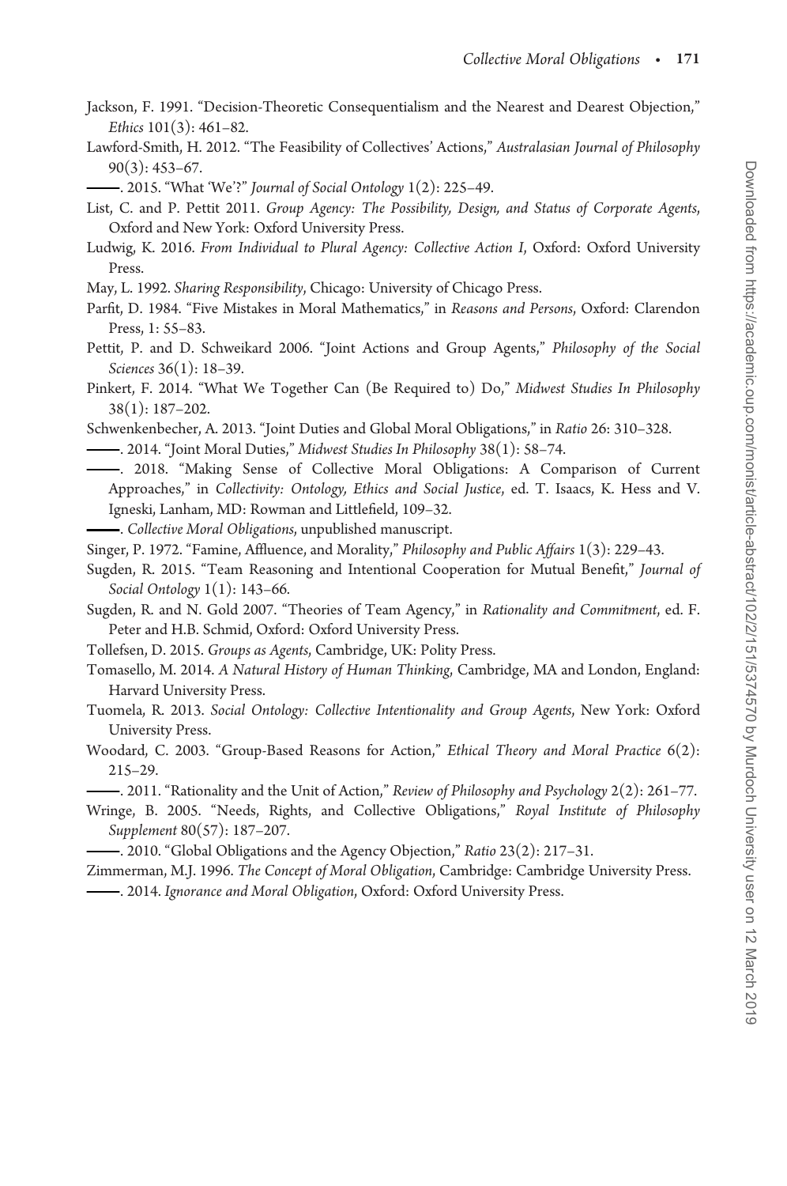Jackson, F. 1991. "Decision-Theoretic Consequentialism and the Nearest and Dearest Objection," *Ethics* 101(3): 461–82.

Lawford-Smith, H. 2012. "The Feasibility of Collectives' Actions," *Australasian Journal of Philosophy* 90(3): 453–67.

———. 2015. "What 'We'?" *Journal of Social Ontology* 1(2): 225–49.

List, C. and P. Pettit 2011. *Group Agency: The Possibility, Design, and Status of Corporate Agents*, Oxford and New York: Oxford University Press.

Ludwig, K. 2016. *From Individual to Plural Agency: Collective Action I*, Oxford: Oxford University Press.

May, L. 1992. *Sharing Responsibility*, Chicago: University of Chicago Press.

Parfit, D. 1984. "Five Mistakes in Moral Mathematics," in *Reasons and Persons*, Oxford: Clarendon Press, 1: 55–83.

Pettit, P. and D. Schweikard 2006. "Joint Actions and Group Agents," *Philosophy of the Social Sciences* 36(1): 18–39.

Pinkert, F. 2014. "What We Together Can (Be Required to) Do," *Midwest Studies In Philosophy* 38(1): 187–202.

Schwenkenbecher, A. 2013. "Joint Duties and Global Moral Obligations," in *Ratio* 26: 310–328.

———. 2014. "Joint Moral Duties," *Midwest Studies In Philosophy* 38(1): 58–74.

———. 2018. "Making Sense of Collective Moral Obligations: A Comparison of Current Approaches," in *Collectivity: Ontology, Ethics and Social Justice*, ed. T. Isaacs, K. Hess and V. Igneski, Lanham, MD: Rowman and Littlefield, 109–32.

———. *Collective Moral Obligations*, unpublished manuscript.

Singer, P. 1972. "Famine, Affluence, and Morality," *Philosophy and Public Affairs* 1(3): 229–43.

Sugden, R. 2015. "Team Reasoning and Intentional Cooperation for Mutual Benefit," *Journal of Social Ontology* 1(1): 143–66.

Sugden, R. and N. Gold 2007. "Theories of Team Agency," in *Rationality and Commitment*, ed. F. Peter and H.B. Schmid, Oxford: Oxford University Press.

Tollefsen, D. 2015. *Groups as Agents*, Cambridge, UK: Polity Press.

Tomasello, M. 2014. *A Natural History of Human Thinking*, Cambridge, MA and London, England: Harvard University Press.

Tuomela, R. 2013. *Social Ontology: Collective Intentionality and Group Agents*, New York: Oxford University Press.

Woodard, C. 2003. "Group-Based Reasons for Action," *Ethical Theory and Moral Practice* 6(2): 215–29.

———. 2011. "Rationality and the Unit of Action," *Review of Philosophy and Psychology* 2(2): 261–77.

Wringe, B. 2005. "Needs, Rights, and Collective Obligations," *Royal Institute of Philosophy Supplement* 80(57): 187–207.

———. 2010. "Global Obligations and the Agency Objection," *Ratio* 23(2): 217–31.

Zimmerman, M.J. 1996. *The Concept of Moral Obligation*, Cambridge: Cambridge University Press.

———. 2014. *Ignorance and Moral Obligation*, Oxford: Oxford University Press.